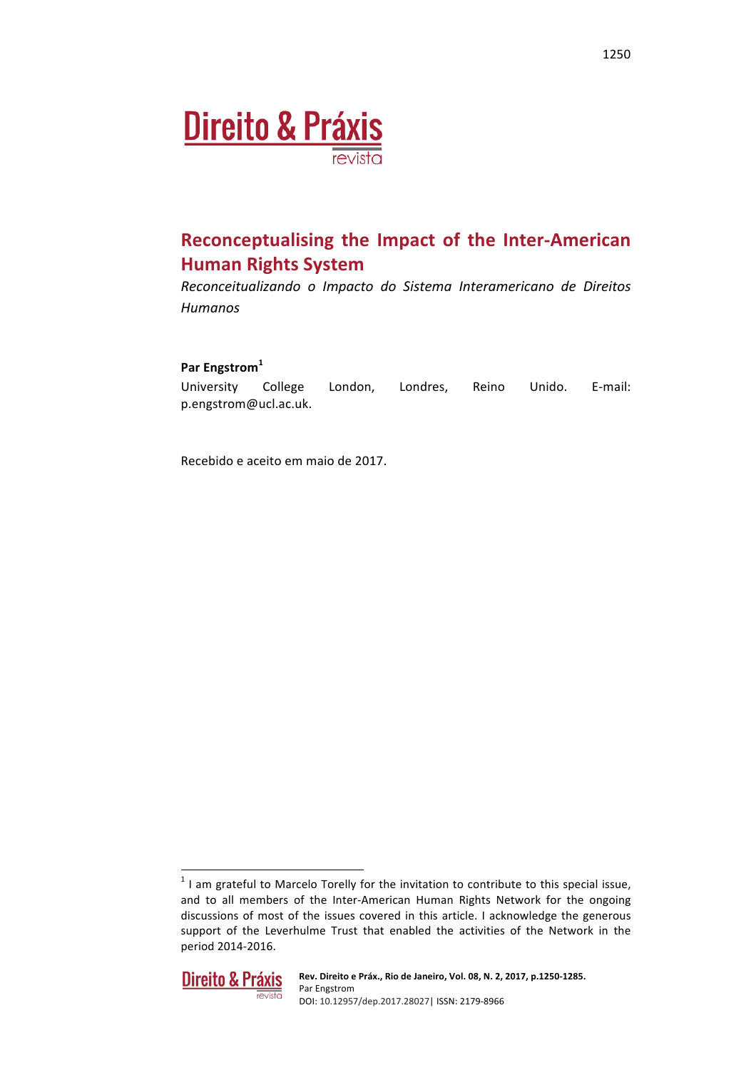# Reconceptualising the Impact of the Inter-American Human Rights System

*Reconceitualizando o Impacto do Sistema Interamericano de Direitos Humanos*

**Par Engstrom**[1]

University College London, Londres, Reino Unido. E-mail: p.engstrom@ucl.ac.uk.

Recebido e aceito em maio de 2017.

[1] I am grateful to Marcelo Torelly for the invitation to contribute to this special issue, and to all members of the Inter-American Human Rights Network for the ongoing discussions of most of the issues covered in this article. I acknowledge the generous support of the Leverhulme Trust that enabled the activities of the Network in the period 2014-2016.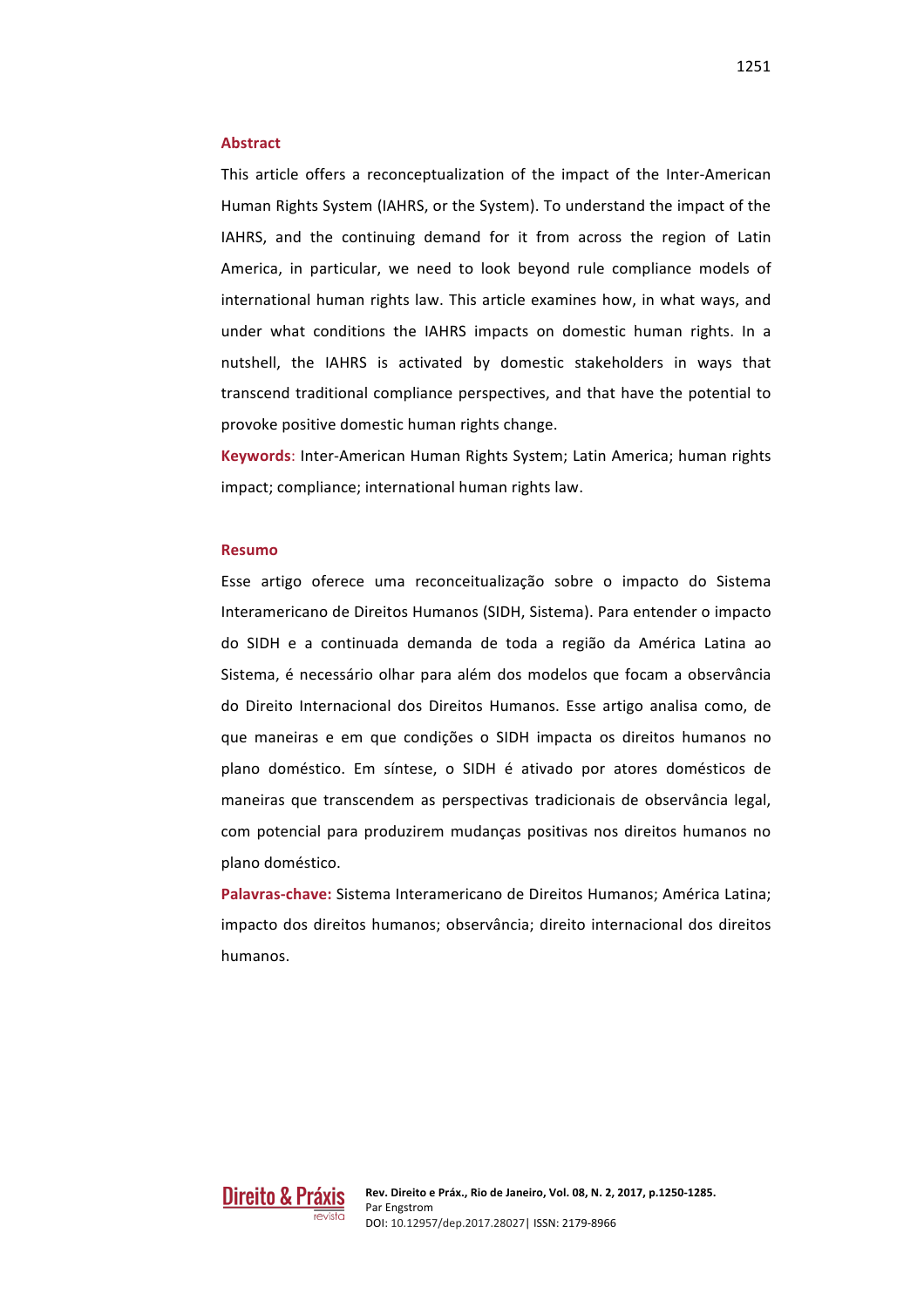## Abstract

This article offers a reconceptualization of the impact of the Inter-American Human Rights System (IAHRS, or the System). To understand the impact of the IAHRS, and the continuing demand for it from across the region of Latin America, in particular, we need to look beyond rule compliance models of international human rights law. This article examines how, in what ways, and under what conditions the IAHRS impacts on domestic human rights. In a nutshell, the IAHRS is activated by domestic stakeholders in ways that transcend traditional compliance perspectives, and that have the potential to provoke positive domestic human rights change.

**Keywords**: Inter-American Human Rights System; Latin America; human rights impact; compliance; international human rights law.

## Resumo

Esse artigo oferece uma reconceitualização sobre o impacto do Sistema Interamericano de Direitos Humanos (SIDH, Sistema). Para entender o impacto do SIDH e a continuada demanda de toda a região da América Latina ao Sistema, é necessário olhar para além dos modelos que focam a observância do Direito Internacional dos Direitos Humanos. Esse artigo analisa como, de que maneiras e em que condições o SIDH impacta os direitos humanos no plano doméstico. Em síntese, o SIDH é ativado por atores domésticos de maneiras que transcendem as perspectivas tradicionais de observância legal, com potencial para produzirem mudanças positivas nos direitos humanos no plano doméstico.

**Palavras-chave:** Sistema Interamericano de Direitos Humanos; América Latina; impacto dos direitos humanos; observância; direito internacional dos direitos humanos.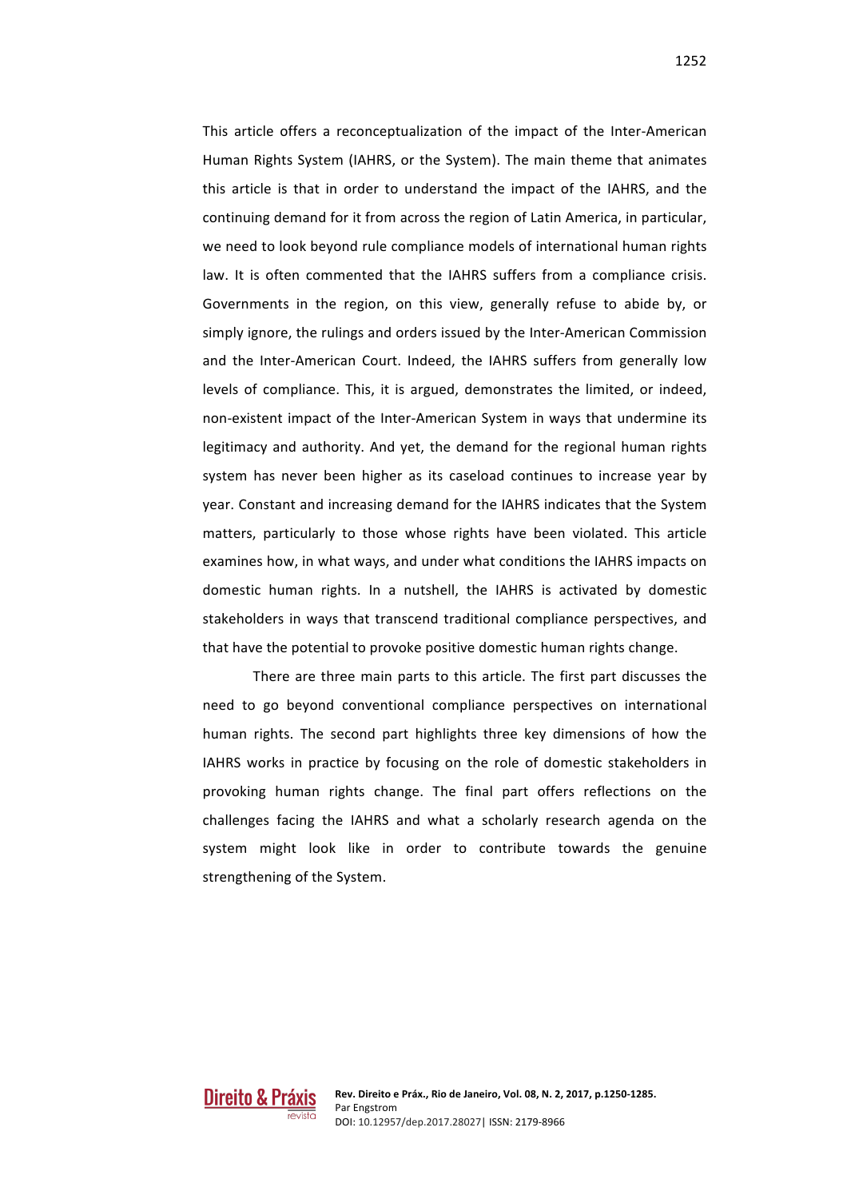This article offers a reconceptualization of the impact of the Inter-American Human Rights System (IAHRS, or the System). The main theme that animates this article is that in order to understand the impact of the IAHRS, and the continuing demand for it from across the region of Latin America, in particular, we need to look beyond rule compliance models of international human rights law. It is often commented that the IAHRS suffers from a compliance crisis. Governments in the region, on this view, generally refuse to abide by, or simply ignore, the rulings and orders issued by the Inter-American Commission and the Inter-American Court. Indeed, the IAHRS suffers from generally low levels of compliance. This, it is argued, demonstrates the limited, or indeed, non-existent impact of the Inter-American System in ways that undermine its legitimacy and authority. And yet, the demand for the regional human rights system has never been higher as its caseload continues to increase year by year. Constant and increasing demand for the IAHRS indicates that the System matters, particularly to those whose rights have been violated. This article examines how, in what ways, and under what conditions the IAHRS impacts on domestic human rights. In a nutshell, the IAHRS is activated by domestic stakeholders in ways that transcend traditional compliance perspectives, and that have the potential to provoke positive domestic human rights change.

There are three main parts to this article. The first part discusses the need to go beyond conventional compliance perspectives on international human rights. The second part highlights three key dimensions of how the IAHRS works in practice by focusing on the role of domestic stakeholders in provoking human rights change. The final part offers reflections on the challenges facing the IAHRS and what a scholarly research agenda on the system might look like in order to contribute towards the genuine strengthening of the System.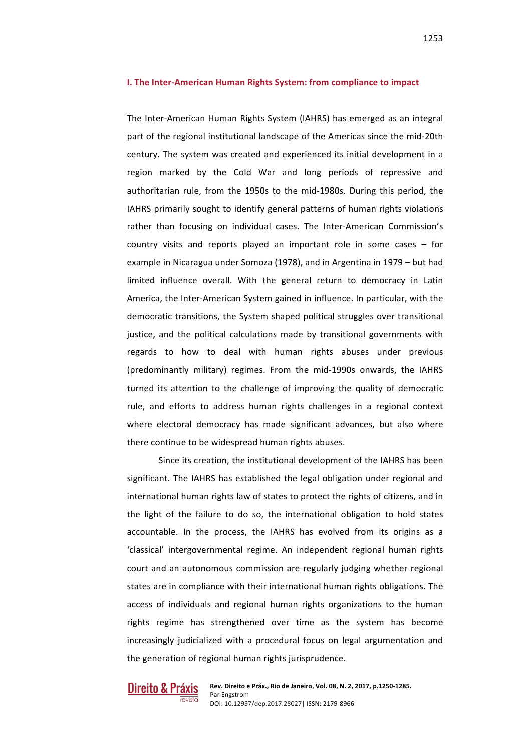## I. The Inter-American Human Rights System: from compliance to impact

The Inter-American Human Rights System (IAHRS) has emerged as an integral part of the regional institutional landscape of the Americas since the mid-20th century. The system was created and experienced its initial development in a region marked by the Cold War and long periods of repressive and authoritarian rule, from the 1950s to the mid-1980s. During this period, the IAHRS primarily sought to identify general patterns of human rights violations rather than focusing on individual cases. The Inter-American Commission's country visits and reports played an important role in some cases – for example in Nicaragua under Somoza (1978), and in Argentina in 1979 – but had limited influence overall. With the general return to democracy in Latin America, the Inter-American System gained in influence. In particular, with the democratic transitions, the System shaped political struggles over transitional justice, and the political calculations made by transitional governments with regards to how to deal with human rights abuses under previous (predominantly military) regimes. From the mid-1990s onwards, the IAHRS turned its attention to the challenge of improving the quality of democratic rule, and efforts to address human rights challenges in a regional context where electoral democracy has made significant advances, but also where there continue to be widespread human rights abuses.

Since its creation, the institutional development of the IAHRS has been significant. The IAHRS has established the legal obligation under regional and international human rights law of states to protect the rights of citizens, and in the light of the failure to do so, the international obligation to hold states accountable. In the process, the IAHRS has evolved from its origins as a 'classical' intergovernmental regime. An independent regional human rights court and an autonomous commission are regularly judging whether regional states are in compliance with their international human rights obligations. The access of individuals and regional human rights organizations to the human rights regime has strengthened over time as the system has become increasingly judicialized with a procedural focus on legal argumentation and the generation of regional human rights jurisprudence.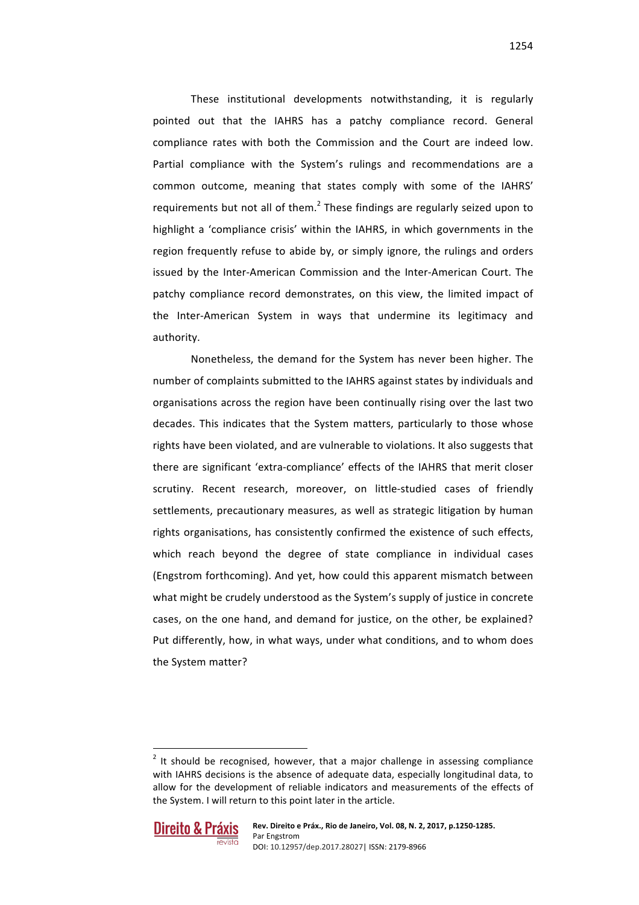These institutional developments notwithstanding, it is regularly pointed out that the IAHRS has a patchy compliance record. General compliance rates with both the Commission and the Court are indeed low. Partial compliance with the System's rulings and recommendations are a common outcome, meaning that states comply with some of the IAHRS' requirements but not all of them.[2] These findings are regularly seized upon to highlight a 'compliance crisis' within the IAHRS, in which governments in the region frequently refuse to abide by, or simply ignore, the rulings and orders issued by the Inter-American Commission and the Inter-American Court. The patchy compliance record demonstrates, on this view, the limited impact of the Inter-American System in ways that undermine its legitimacy and authority.

Nonetheless, the demand for the System has never been higher. The number of complaints submitted to the IAHRS against states by individuals and organisations across the region have been continually rising over the last two decades. This indicates that the System matters, particularly to those whose rights have been violated, and are vulnerable to violations. It also suggests that there are significant 'extra-compliance' effects of the IAHRS that merit closer scrutiny. Recent research, moreover, on little-studied cases of friendly settlements, precautionary measures, as well as strategic litigation by human rights organisations, has consistently confirmed the existence of such effects, which reach beyond the degree of state compliance in individual cases (Engstrom forthcoming). And yet, how could this apparent mismatch between what might be crudely understood as the System's supply of justice in concrete cases, on the one hand, and demand for justice, on the other, be explained? Put differently, how, in what ways, under what conditions, and to whom does the System matter?

[2] It should be recognised, however, that a major challenge in assessing compliance with IAHRS decisions is the absence of adequate data, especially longitudinal data, to allow for the development of reliable indicators and measurements of the effects of the System. I will return to this point later in the article.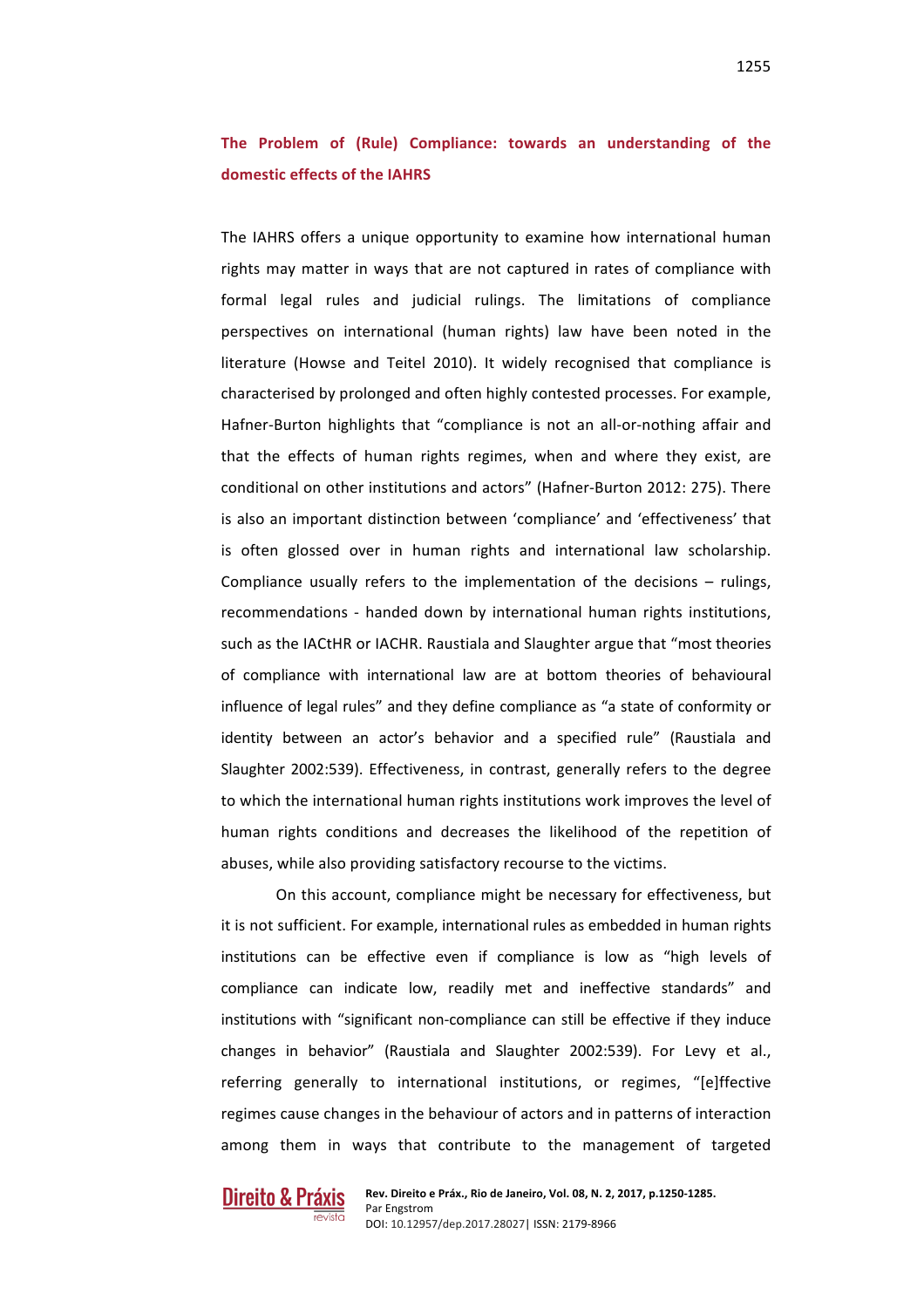## The Problem of (Rule) Compliance: towards an understanding of the domestic effects of the IAHRS

The IAHRS offers a unique opportunity to examine how international human rights may matter in ways that are not captured in rates of compliance with formal legal rules and judicial rulings. The limitations of compliance perspectives on international (human rights) law have been noted in the literature (Howse and Teitel 2010). It widely recognised that compliance is characterised by prolonged and often highly contested processes. For example, Hafner-Burton highlights that "compliance is not an all-or-nothing affair and that the effects of human rights regimes, when and where they exist, are conditional on other institutions and actors" (Hafner-Burton 2012: 275). There is also an important distinction between 'compliance' and 'effectiveness' that is often glossed over in human rights and international law scholarship. Compliance usually refers to the implementation of the decisions – rulings, recommendations - handed down by international human rights institutions, such as the IACtHR or IACHR. Raustiala and Slaughter argue that "most theories of compliance with international law are at bottom theories of behavioural influence of legal rules" and they define compliance as "a state of conformity or identity between an actor's behavior and a specified rule" (Raustiala and Slaughter 2002:539). Effectiveness, in contrast, generally refers to the degree to which the international human rights institutions work improves the level of human rights conditions and decreases the likelihood of the repetition of abuses, while also providing satisfactory recourse to the victims.

On this account, compliance might be necessary for effectiveness, but it is not sufficient. For example, international rules as embedded in human rights institutions can be effective even if compliance is low as "high levels of compliance can indicate low, readily met and ineffective standards" and institutions with "significant non-compliance can still be effective if they induce changes in behavior" (Raustiala and Slaughter 2002:539). For Levy et al., referring generally to international institutions, or regimes, "[e]ffective regimes cause changes in the behaviour of actors and in patterns of interaction among them in ways that contribute to the management of targeted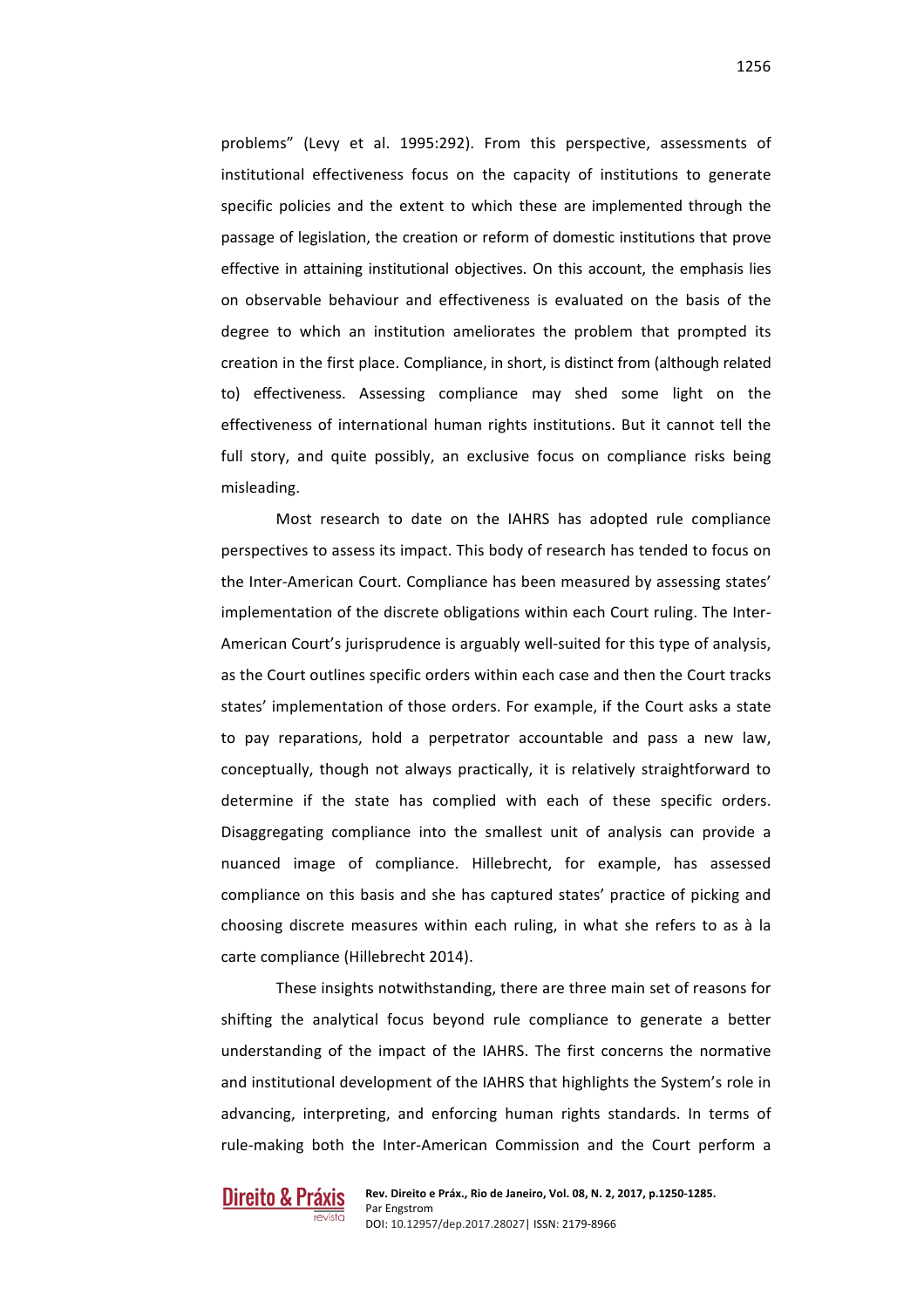problems" (Levy et al. 1995:292). From this perspective, assessments of institutional effectiveness focus on the capacity of institutions to generate specific policies and the extent to which these are implemented through the passage of legislation, the creation or reform of domestic institutions that prove effective in attaining institutional objectives. On this account, the emphasis lies on observable behaviour and effectiveness is evaluated on the basis of the degree to which an institution ameliorates the problem that prompted its creation in the first place. Compliance, in short, is distinct from (although related to) effectiveness. Assessing compliance may shed some light on the effectiveness of international human rights institutions. But it cannot tell the full story, and quite possibly, an exclusive focus on compliance risks being misleading.

Most research to date on the IAHRS has adopted rule compliance perspectives to assess its impact. This body of research has tended to focus on the Inter-American Court. Compliance has been measured by assessing states' implementation of the discrete obligations within each Court ruling. The Inter-American Court's jurisprudence is arguably well-suited for this type of analysis, as the Court outlines specific orders within each case and then the Court tracks states' implementation of those orders. For example, if the Court asks a state to pay reparations, hold a perpetrator accountable and pass a new law, conceptually, though not always practically, it is relatively straightforward to determine if the state has complied with each of these specific orders. Disaggregating compliance into the smallest unit of analysis can provide a nuanced image of compliance. Hillebrecht, for example, has assessed compliance on this basis and she has captured states' practice of picking and choosing discrete measures within each ruling, in what she refers to as à la carte compliance (Hillebrecht 2014).

These insights notwithstanding, there are three main set of reasons for shifting the analytical focus beyond rule compliance to generate a better understanding of the impact of the IAHRS. The first concerns the normative and institutional development of the IAHRS that highlights the System's role in advancing, interpreting, and enforcing human rights standards. In terms of rule-making both the Inter-American Commission and the Court perform a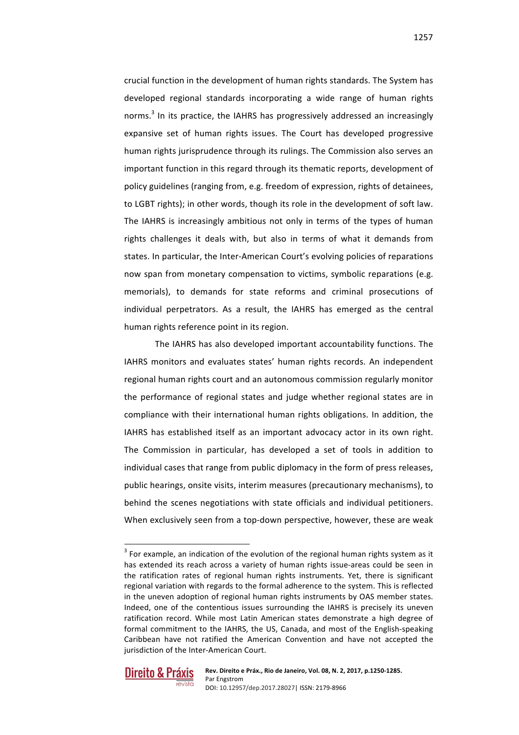crucial function in the development of human rights standards. The System has developed regional standards incorporating a wide range of human rights norms.[3] In its practice, the IAHRS has progressively addressed an increasingly expansive set of human rights issues. The Court has developed progressive human rights jurisprudence through its rulings. The Commission also serves an important function in this regard through its thematic reports, development of policy guidelines (ranging from, e.g. freedom of expression, rights of detainees, to LGBT rights); in other words, though its role in the development of soft law. The IAHRS is increasingly ambitious not only in terms of the types of human rights challenges it deals with, but also in terms of what it demands from states. In particular, the Inter-American Court's evolving policies of reparations now span from monetary compensation to victims, symbolic reparations (e.g. memorials), to demands for state reforms and criminal prosecutions of individual perpetrators. As a result, the IAHRS has emerged as the central human rights reference point in its region.

The IAHRS has also developed important accountability functions. The IAHRS monitors and evaluates states' human rights records. An independent regional human rights court and an autonomous commission regularly monitor the performance of regional states and judge whether regional states are in compliance with their international human rights obligations. In addition, the IAHRS has established itself as an important advocacy actor in its own right. The Commission in particular, has developed a set of tools in addition to individual cases that range from public diplomacy in the form of press releases, public hearings, onsite visits, interim measures (precautionary mechanisms), to behind the scenes negotiations with state officials and individual petitioners. When exclusively seen from a top-down perspective, however, these are weak

---

[3] For example, an indication of the evolution of the regional human rights system as it has extended its reach across a variety of human rights issue-areas could be seen in the ratification rates of regional human rights instruments. Yet, there is significant regional variation with regards to the formal adherence to the system. This is reflected in the uneven adoption of regional human rights instruments by OAS member states. Indeed, one of the contentious issues surrounding the IAHRS is precisely its uneven ratification record. While most Latin American states demonstrate a high degree of formal commitment to the IAHRS, the US, Canada, and most of the English-speaking Caribbean have not ratified the American Convention and have not accepted the jurisdiction of the Inter-American Court.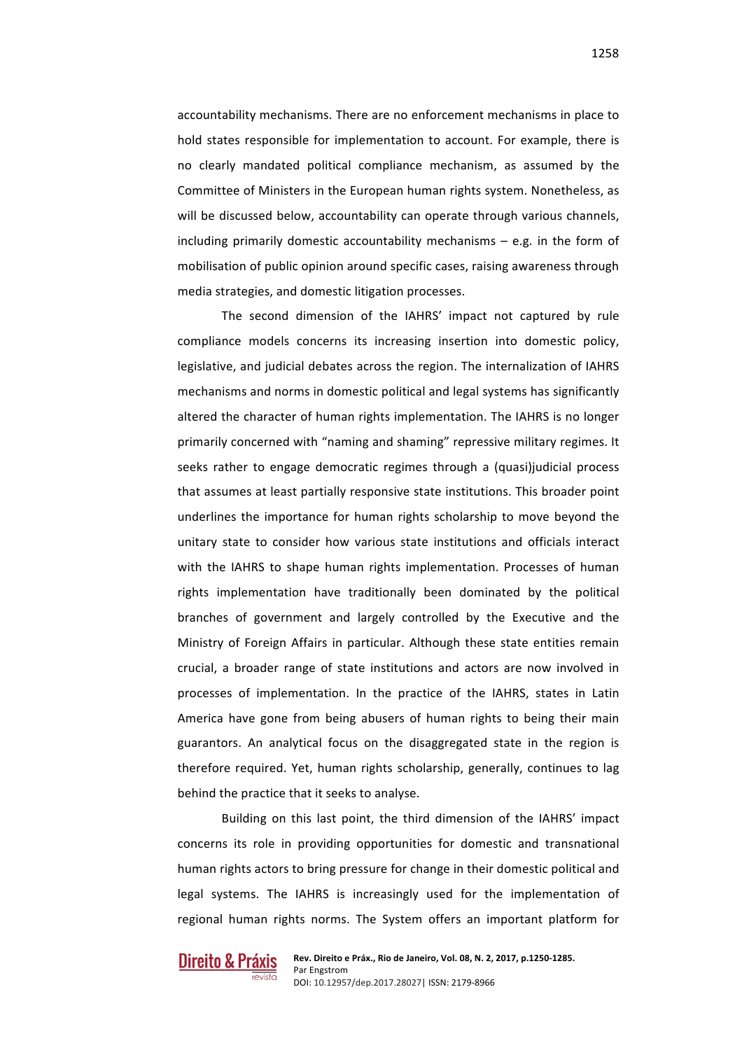accountability mechanisms. There are no enforcement mechanisms in place to hold states responsible for implementation to account. For example, there is no clearly mandated political compliance mechanism, as assumed by the Committee of Ministers in the European human rights system. Nonetheless, as will be discussed below, accountability can operate through various channels, including primarily domestic accountability mechanisms – e.g. in the form of mobilisation of public opinion around specific cases, raising awareness through media strategies, and domestic litigation processes.

The second dimension of the IAHRS' impact not captured by rule compliance models concerns its increasing insertion into domestic policy, legislative, and judicial debates across the region. The internalization of IAHRS mechanisms and norms in domestic political and legal systems has significantly altered the character of human rights implementation. The IAHRS is no longer primarily concerned with "naming and shaming" repressive military regimes. It seeks rather to engage democratic regimes through a (quasi)judicial process that assumes at least partially responsive state institutions. This broader point underlines the importance for human rights scholarship to move beyond the unitary state to consider how various state institutions and officials interact with the IAHRS to shape human rights implementation. Processes of human rights implementation have traditionally been dominated by the political branches of government and largely controlled by the Executive and the Ministry of Foreign Affairs in particular. Although these state entities remain crucial, a broader range of state institutions and actors are now involved in processes of implementation. In the practice of the IAHRS, states in Latin America have gone from being abusers of human rights to being their main guarantors. An analytical focus on the disaggregated state in the region is therefore required. Yet, human rights scholarship, generally, continues to lag behind the practice that it seeks to analyse.

Building on this last point, the third dimension of the IAHRS' impact concerns its role in providing opportunities for domestic and transnational human rights actors to bring pressure for change in their domestic political and legal systems. The IAHRS is increasingly used for the implementation of regional human rights norms. The System offers an important platform for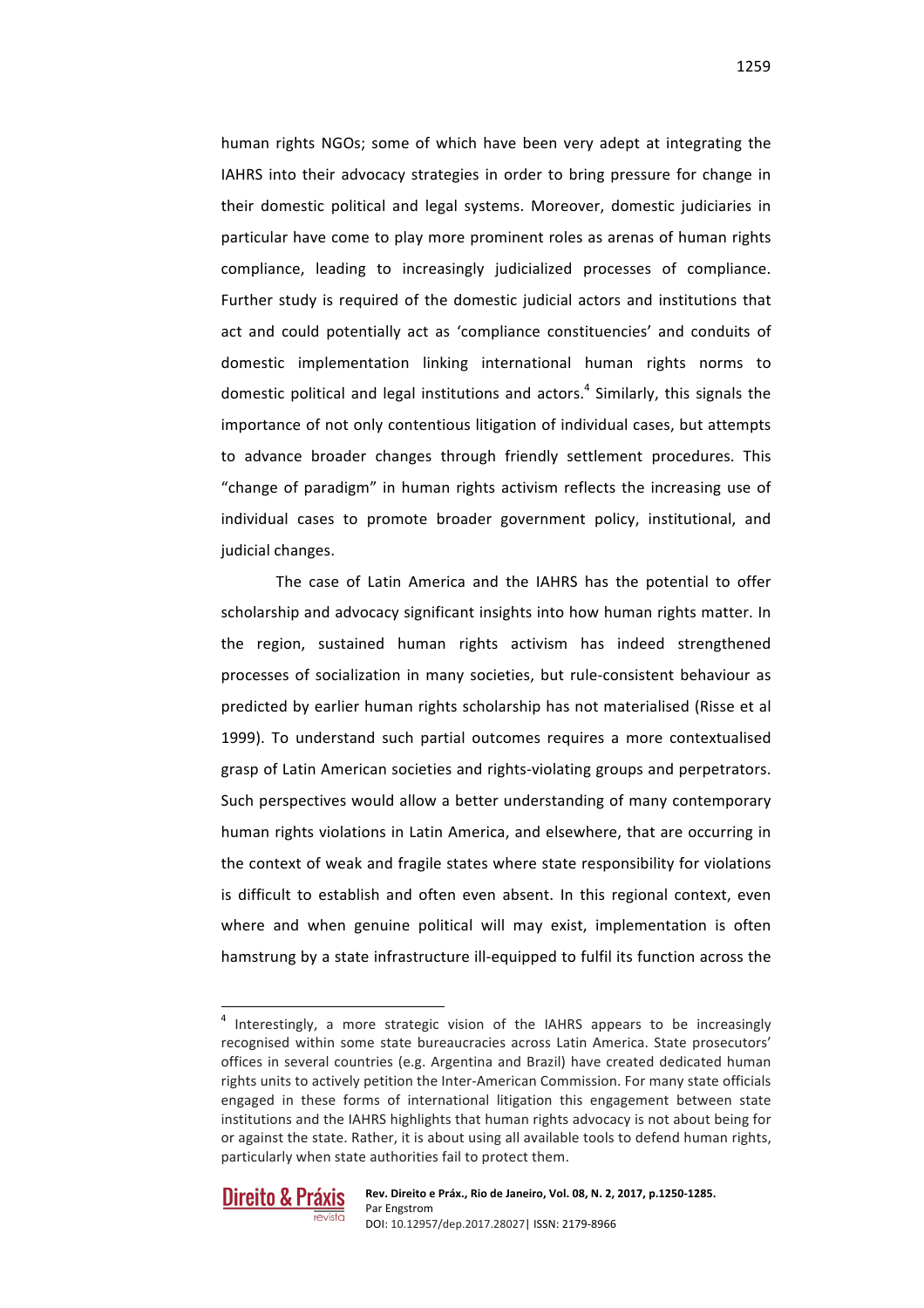human rights NGOs; some of which have been very adept at integrating the IAHRS into their advocacy strategies in order to bring pressure for change in their domestic political and legal systems. Moreover, domestic judiciaries in particular have come to play more prominent roles as arenas of human rights compliance, leading to increasingly judicialized processes of compliance. Further study is required of the domestic judicial actors and institutions that act and could potentially act as 'compliance constituencies' and conduits of domestic implementation linking international human rights norms to domestic political and legal institutions and actors.[4] Similarly, this signals the importance of not only contentious litigation of individual cases, but attempts to advance broader changes through friendly settlement procedures. This "change of paradigm" in human rights activism reflects the increasing use of individual cases to promote broader government policy, institutional, and judicial changes.

The case of Latin America and the IAHRS has the potential to offer scholarship and advocacy significant insights into how human rights matter. In the region, sustained human rights activism has indeed strengthened processes of socialization in many societies, but rule-consistent behaviour as predicted by earlier human rights scholarship has not materialised (Risse et al 1999). To understand such partial outcomes requires a more contextualised grasp of Latin American societies and rights-violating groups and perpetrators. Such perspectives would allow a better understanding of many contemporary human rights violations in Latin America, and elsewhere, that are occurring in the context of weak and fragile states where state responsibility for violations is difficult to establish and often even absent. In this regional context, even where and when genuine political will may exist, implementation is often hamstrung by a state infrastructure ill-equipped to fulfil its function across the

[4] Interestingly, a more strategic vision of the IAHRS appears to be increasingly recognised within some state bureaucracies across Latin America. State prosecutors' offices in several countries (e.g. Argentina and Brazil) have created dedicated human rights units to actively petition the Inter-American Commission. For many state officials engaged in these forms of international litigation this engagement between state institutions and the IAHRS highlights that human rights advocacy is not about being for or against the state. Rather, it is about using all available tools to defend human rights, particularly when state authorities fail to protect them.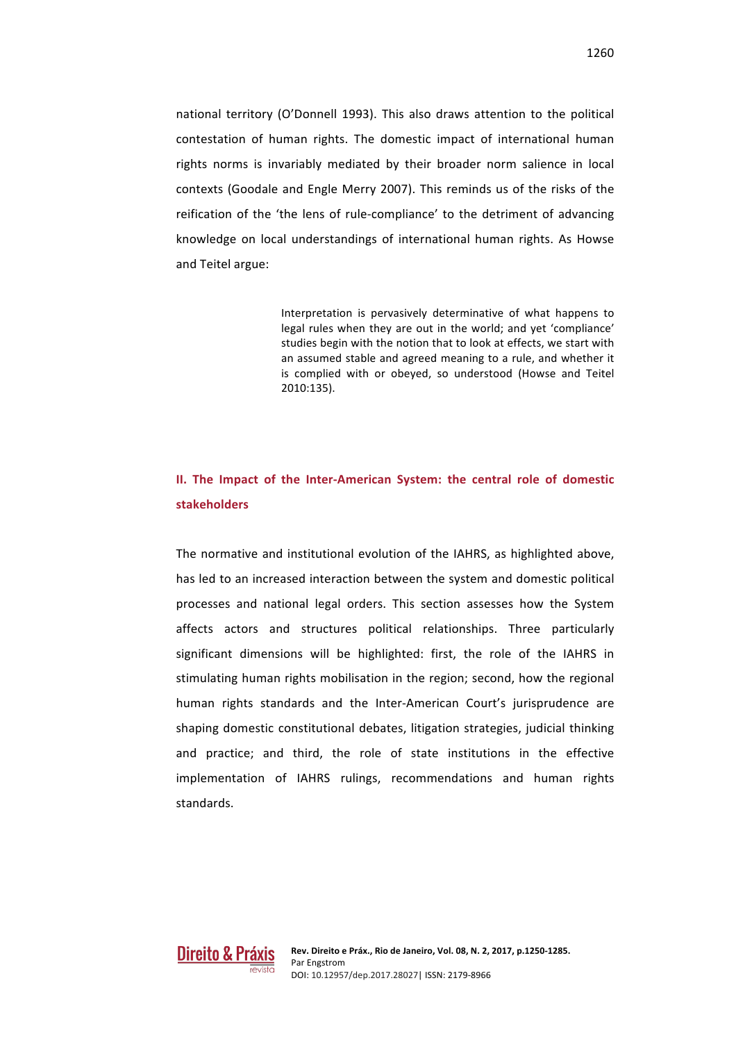national territory (O'Donnell 1993). This also draws attention to the political contestation of human rights. The domestic impact of international human rights norms is invariably mediated by their broader norm salience in local contexts (Goodale and Engle Merry 2007). This reminds us of the risks of the reification of the 'the lens of rule-compliance' to the detriment of advancing knowledge on local understandings of international human rights. As Howse and Teitel argue:

> Interpretation is pervasively determinative of what happens to legal rules when they are out in the world; and yet 'compliance' studies begin with the notion that to look at effects, we start with an assumed stable and agreed meaning to a rule, and whether it is complied with or obeyed, so understood (Howse and Teitel 2010:135).

## II. The Impact of the Inter-American System: the central role of domestic stakeholders

The normative and institutional evolution of the IAHRS, as highlighted above, has led to an increased interaction between the system and domestic political processes and national legal orders. This section assesses how the System affects actors and structures political relationships. Three particularly significant dimensions will be highlighted: first, the role of the IAHRS in stimulating human rights mobilisation in the region; second, how the regional human rights standards and the Inter-American Court's jurisprudence are shaping domestic constitutional debates, litigation strategies, judicial thinking and practice; and third, the role of state institutions in the effective implementation of IAHRS rulings, recommendations and human rights standards.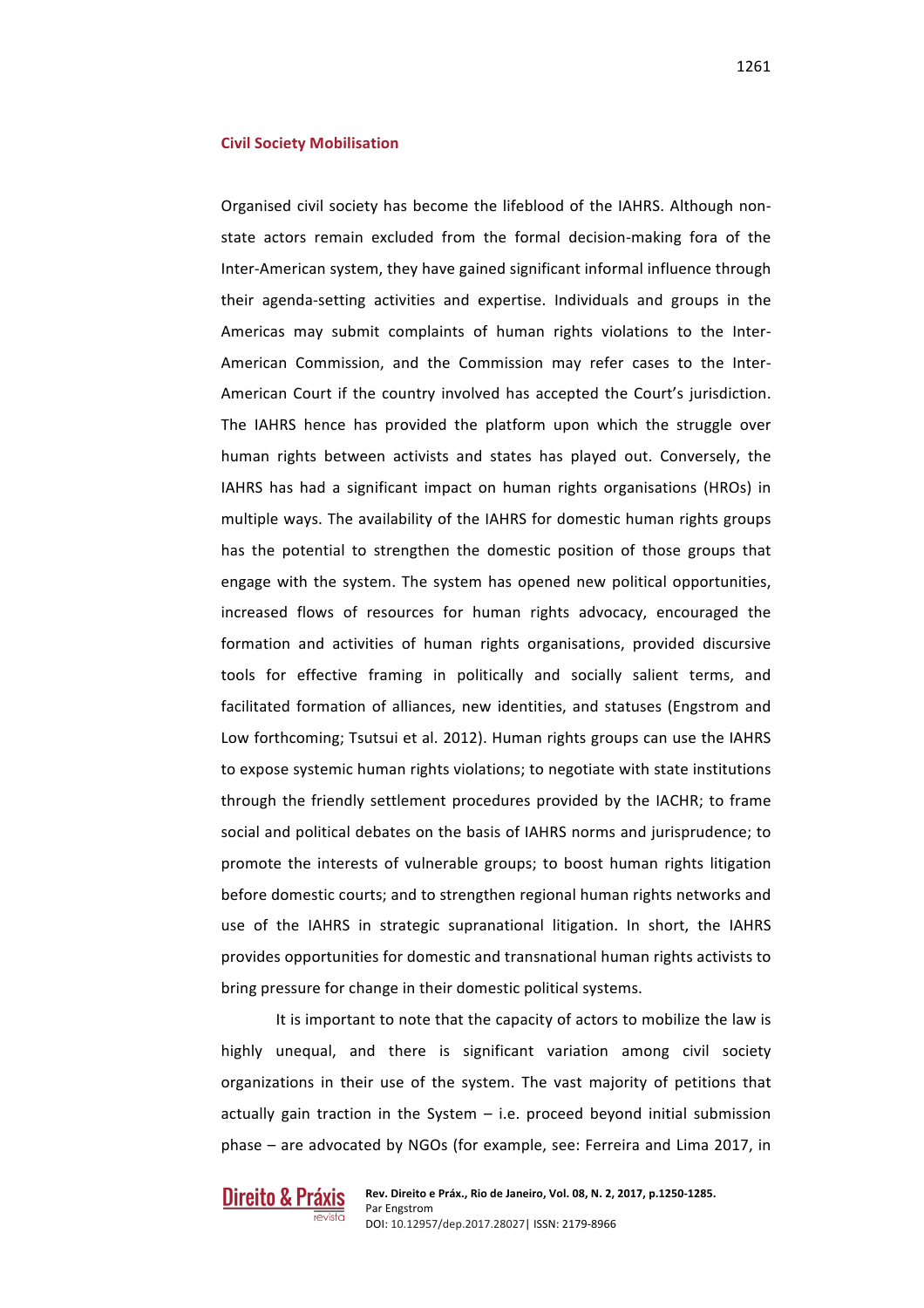## Civil Society Mobilisation

Organised civil society has become the lifeblood of the IAHRS. Although non-state actors remain excluded from the formal decision-making fora of the Inter-American system, they have gained significant informal influence through their agenda-setting activities and expertise. Individuals and groups in the Americas may submit complaints of human rights violations to the Inter-American Commission, and the Commission may refer cases to the Inter-American Court if the country involved has accepted the Court's jurisdiction. The IAHRS hence has provided the platform upon which the struggle over human rights between activists and states has played out. Conversely, the IAHRS has had a significant impact on human rights organisations (HROs) in multiple ways. The availability of the IAHRS for domestic human rights groups has the potential to strengthen the domestic position of those groups that engage with the system. The system has opened new political opportunities, increased flows of resources for human rights advocacy, encouraged the formation and activities of human rights organisations, provided discursive tools for effective framing in politically and socially salient terms, and facilitated formation of alliances, new identities, and statuses (Engstrom and Low forthcoming; Tsutsui et al. 2012). Human rights groups can use the IAHRS to expose systemic human rights violations; to negotiate with state institutions through the friendly settlement procedures provided by the IACHR; to frame social and political debates on the basis of IAHRS norms and jurisprudence; to promote the interests of vulnerable groups; to boost human rights litigation before domestic courts; and to strengthen regional human rights networks and use of the IAHRS in strategic supranational litigation. In short, the IAHRS provides opportunities for domestic and transnational human rights activists to bring pressure for change in their domestic political systems.

It is important to note that the capacity of actors to mobilize the law is highly unequal, and there is significant variation among civil society organizations in their use of the system. The vast majority of petitions that actually gain traction in the System – i.e. proceed beyond initial submission phase – are advocated by NGOs (for example, see: Ferreira and Lima 2017, in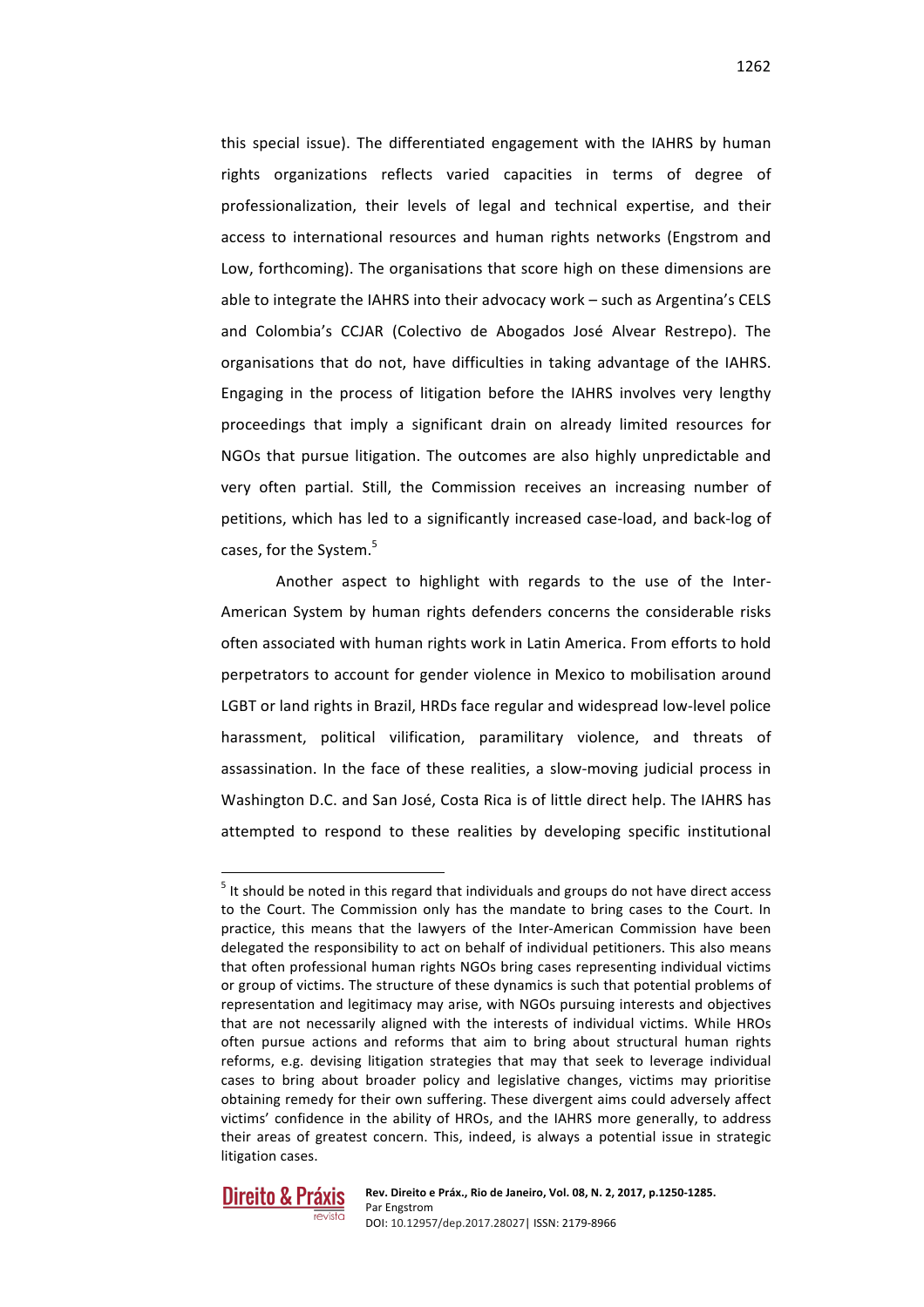this special issue). The differentiated engagement with the IAHRS by human rights organizations reflects varied capacities in terms of degree of professionalization, their levels of legal and technical expertise, and their access to international resources and human rights networks (Engstrom and Low, forthcoming). The organisations that score high on these dimensions are able to integrate the IAHRS into their advocacy work – such as Argentina's CELS and Colombia's CCJAR (Colectivo de Abogados José Alvear Restrepo). The organisations that do not, have difficulties in taking advantage of the IAHRS. Engaging in the process of litigation before the IAHRS involves very lengthy proceedings that imply a significant drain on already limited resources for NGOs that pursue litigation. The outcomes are also highly unpredictable and very often partial. Still, the Commission receives an increasing number of petitions, which has led to a significantly increased case-load, and back-log of cases, for the System.[5]

Another aspect to highlight with regards to the use of the Inter-American System by human rights defenders concerns the considerable risks often associated with human rights work in Latin America. From efforts to hold perpetrators to account for gender violence in Mexico to mobilisation around LGBT or land rights in Brazil, HRDs face regular and widespread low-level police harassment, political vilification, paramilitary violence, and threats of assassination. In the face of these realities, a slow-moving judicial process in Washington D.C. and San José, Costa Rica is of little direct help. The IAHRS has attempted to respond to these realities by developing specific institutional

---

[5] It should be noted in this regard that individuals and groups do not have direct access to the Court. The Commission only has the mandate to bring cases to the Court. In practice, this means that the lawyers of the Inter-American Commission have been delegated the responsibility to act on behalf of individual petitioners. This also means that often professional human rights NGOs bring cases representing individual victims or group of victims. The structure of these dynamics is such that potential problems of representation and legitimacy may arise, with NGOs pursuing interests and objectives that are not necessarily aligned with the interests of individual victims. While HROs often pursue actions and reforms that aim to bring about structural human rights reforms, e.g. devising litigation strategies that may that seek to leverage individual cases to bring about broader policy and legislative changes, victims may prioritise obtaining remedy for their own suffering. These divergent aims could adversely affect victims' confidence in the ability of HROs, and the IAHRS more generally, to address their areas of greatest concern. This, indeed, is always a potential issue in strategic litigation cases.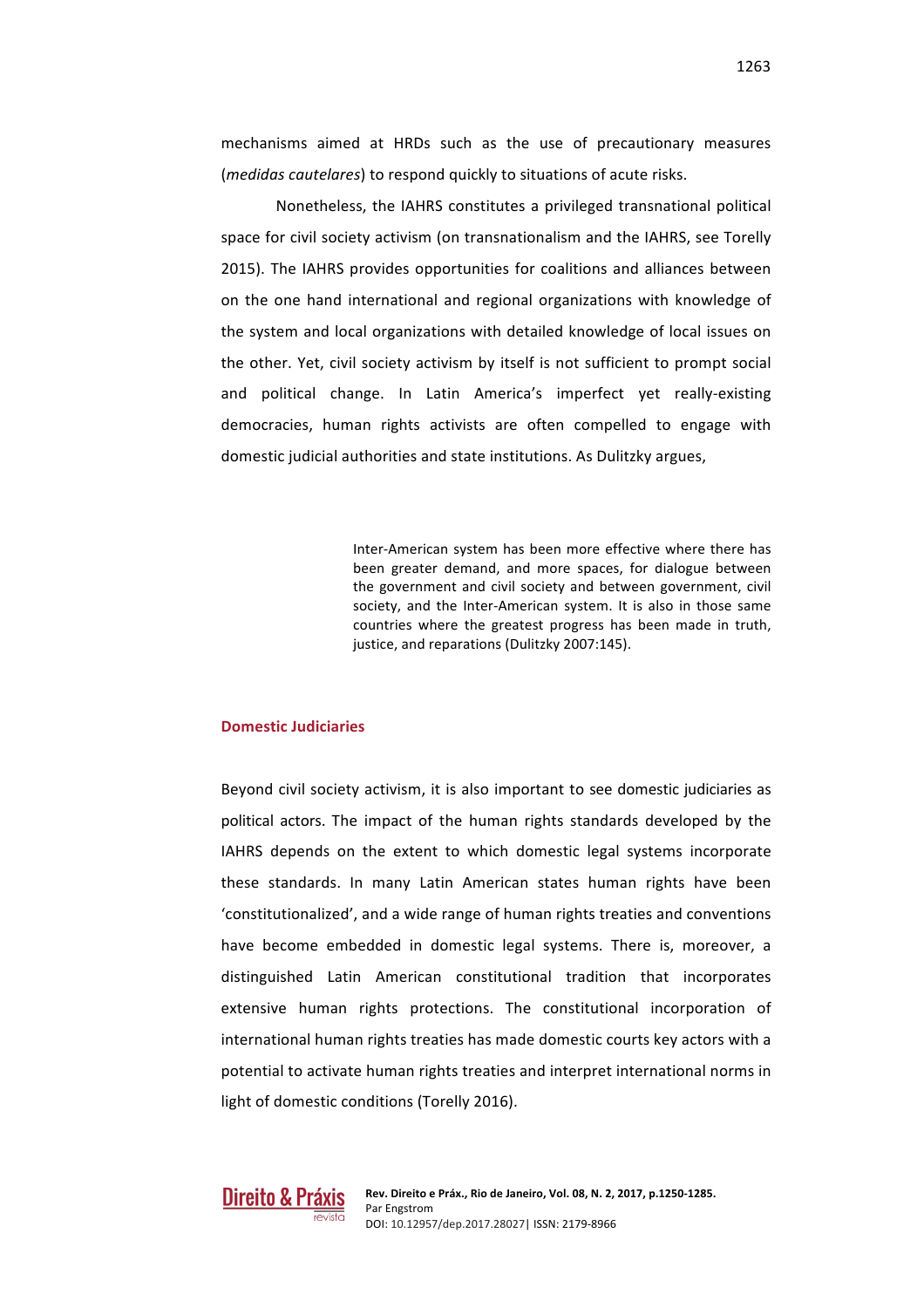mechanisms aimed at HRDs such as the use of precautionary measures (*medidas cautelares*) to respond quickly to situations of acute risks.

Nonetheless, the IAHRS constitutes a privileged transnational political space for civil society activism (on transnationalism and the IAHRS, see Torelly 2015). The IAHRS provides opportunities for coalitions and alliances between on the one hand international and regional organizations with knowledge of the system and local organizations with detailed knowledge of local issues on the other. Yet, civil society activism by itself is not sufficient to prompt social and political change. In Latin America's imperfect yet really-existing democracies, human rights activists are often compelled to engage with domestic judicial authorities and state institutions. As Dulitzky argues,

> Inter-American system has been more effective where there has been greater demand, and more spaces, for dialogue between the government and civil society and between government, civil society, and the Inter-American system. It is also in those same countries where the greatest progress has been made in truth, justice, and reparations (Dulitzky 2007:145).

## Domestic Judiciaries

Beyond civil society activism, it is also important to see domestic judiciaries as political actors. The impact of the human rights standards developed by the IAHRS depends on the extent to which domestic legal systems incorporate these standards. In many Latin American states human rights have been 'constitutionalized', and a wide range of human rights treaties and conventions have become embedded in domestic legal systems. There is, moreover, a distinguished Latin American constitutional tradition that incorporates extensive human rights protections. The constitutional incorporation of international human rights treaties has made domestic courts key actors with a potential to activate human rights treaties and interpret international norms in light of domestic conditions (Torelly 2016).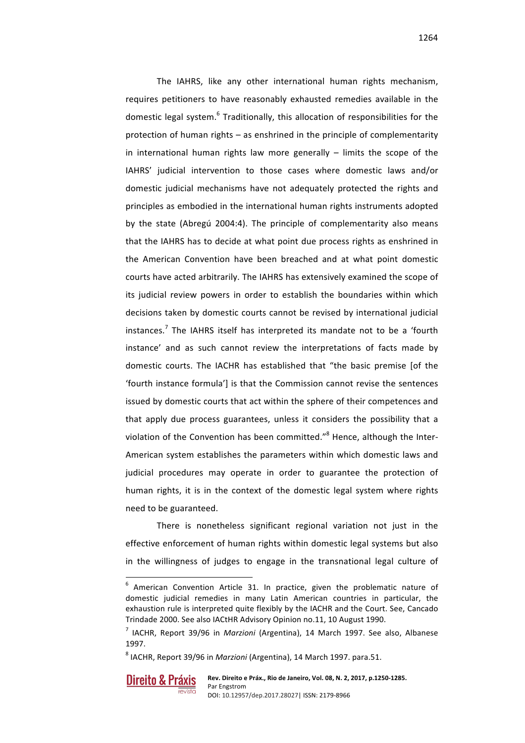The IAHRS, like any other international human rights mechanism, requires petitioners to have reasonably exhausted remedies available in the domestic legal system.[6] Traditionally, this allocation of responsibilities for the protection of human rights – as enshrined in the principle of complementarity in international human rights law more generally – limits the scope of the IAHRS' judicial intervention to those cases where domestic laws and/or domestic judicial mechanisms have not adequately protected the rights and principles as embodied in the international human rights instruments adopted by the state (Abregú 2004:4). The principle of complementarity also means that the IAHRS has to decide at what point due process rights as enshrined in the American Convention have been breached and at what point domestic courts have acted arbitrarily. The IAHRS has extensively examined the scope of its judicial review powers in order to establish the boundaries within which decisions taken by domestic courts cannot be revised by international judicial instances.[7] The IAHRS itself has interpreted its mandate not to be a 'fourth instance' and as such cannot review the interpretations of facts made by domestic courts. The IACHR has established that "the basic premise [of the 'fourth instance formula'] is that the Commission cannot revise the sentences issued by domestic courts that act within the sphere of their competences and that apply due process guarantees, unless it considers the possibility that a violation of the Convention has been committed."[8] Hence, although the Inter-American system establishes the parameters within which domestic laws and judicial procedures may operate in order to guarantee the protection of human rights, it is in the context of the domestic legal system where rights need to be guaranteed.

There is nonetheless significant regional variation not just in the effective enforcement of human rights within domestic legal systems but also in the willingness of judges to engage in the transnational legal culture of

---

[6] American Convention Article 31. In practice, given the problematic nature of domestic judicial remedies in many Latin American countries in particular, the exhaustion rule is interpreted quite flexibly by the IACHR and the Court. See, Cancado Trindade 2000. See also IACtHR Advisory Opinion no.11, 10 August 1990.

[7] IACHR, Report 39/96 in *Marzioni* (Argentina), 14 March 1997. See also, Albanese 1997.

[8] IACHR, Report 39/96 in *Marzioni* (Argentina), 14 March 1997. para.51.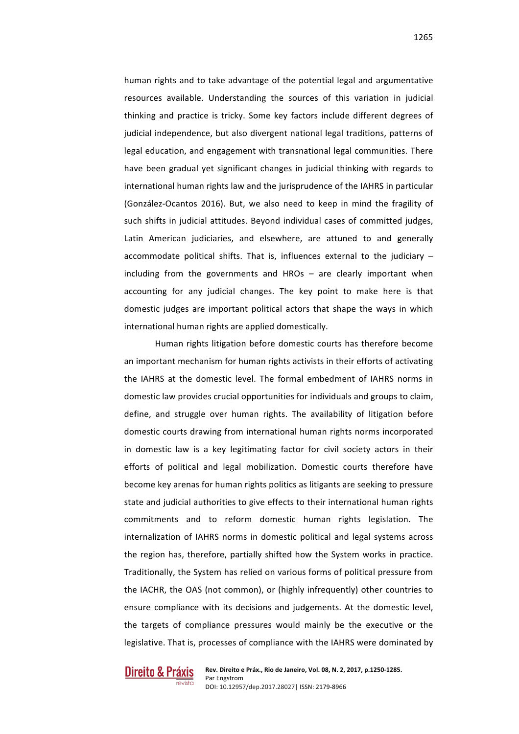human rights and to take advantage of the potential legal and argumentative resources available. Understanding the sources of this variation in judicial thinking and practice is tricky. Some key factors include different degrees of judicial independence, but also divergent national legal traditions, patterns of legal education, and engagement with transnational legal communities. There have been gradual yet significant changes in judicial thinking with regards to international human rights law and the jurisprudence of the IAHRS in particular (González-Ocantos 2016). But, we also need to keep in mind the fragility of such shifts in judicial attitudes. Beyond individual cases of committed judges, Latin American judiciaries, and elsewhere, are attuned to and generally accommodate political shifts. That is, influences external to the judiciary – including from the governments and HROs – are clearly important when accounting for any judicial changes. The key point to make here is that domestic judges are important political actors that shape the ways in which international human rights are applied domestically.

Human rights litigation before domestic courts has therefore become an important mechanism for human rights activists in their efforts of activating the IAHRS at the domestic level. The formal embedment of IAHRS norms in domestic law provides crucial opportunities for individuals and groups to claim, define, and struggle over human rights. The availability of litigation before domestic courts drawing from international human rights norms incorporated in domestic law is a key legitimating factor for civil society actors in their efforts of political and legal mobilization. Domestic courts therefore have become key arenas for human rights politics as litigants are seeking to pressure state and judicial authorities to give effects to their international human rights commitments and to reform domestic human rights legislation. The internalization of IAHRS norms in domestic political and legal systems across the region has, therefore, partially shifted how the System works in practice. Traditionally, the System has relied on various forms of political pressure from the IACHR, the OAS (not common), or (highly infrequently) other countries to ensure compliance with its decisions and judgements. At the domestic level, the targets of compliance pressures would mainly be the executive or the legislative. That is, processes of compliance with the IAHRS were dominated by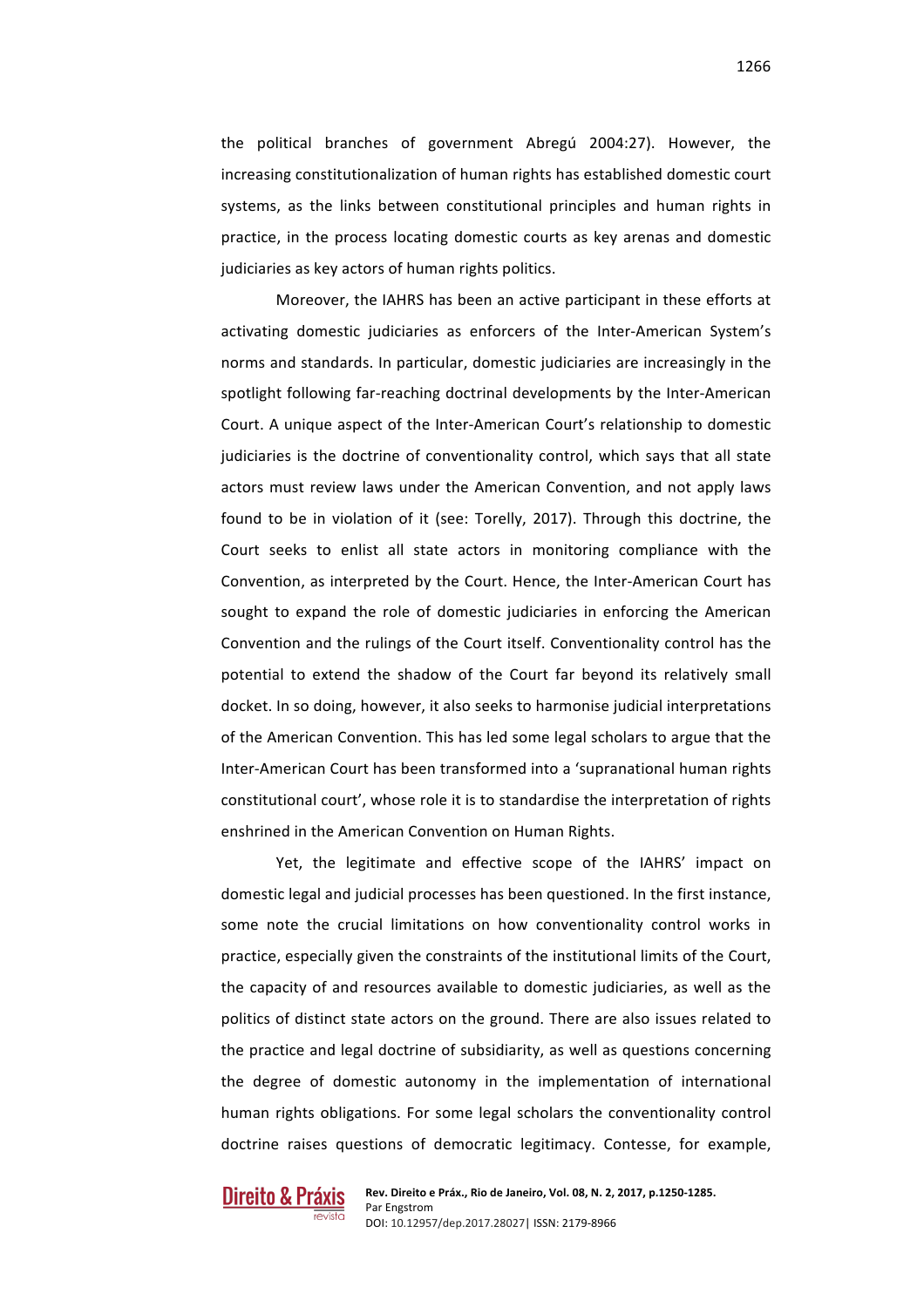the political branches of government Abregú 2004:27). However, the increasing constitutionalization of human rights has established domestic court systems, as the links between constitutional principles and human rights in practice, in the process locating domestic courts as key arenas and domestic judiciaries as key actors of human rights politics.

Moreover, the IAHRS has been an active participant in these efforts at activating domestic judiciaries as enforcers of the Inter-American System's norms and standards. In particular, domestic judiciaries are increasingly in the spotlight following far-reaching doctrinal developments by the Inter-American Court. A unique aspect of the Inter-American Court's relationship to domestic judiciaries is the doctrine of conventionality control, which says that all state actors must review laws under the American Convention, and not apply laws found to be in violation of it (see: Torelly, 2017). Through this doctrine, the Court seeks to enlist all state actors in monitoring compliance with the Convention, as interpreted by the Court. Hence, the Inter-American Court has sought to expand the role of domestic judiciaries in enforcing the American Convention and the rulings of the Court itself. Conventionality control has the potential to extend the shadow of the Court far beyond its relatively small docket. In so doing, however, it also seeks to harmonise judicial interpretations of the American Convention. This has led some legal scholars to argue that the Inter-American Court has been transformed into a 'supranational human rights constitutional court', whose role it is to standardise the interpretation of rights enshrined in the American Convention on Human Rights.

Yet, the legitimate and effective scope of the IAHRS' impact on domestic legal and judicial processes has been questioned. In the first instance, some note the crucial limitations on how conventionality control works in practice, especially given the constraints of the institutional limits of the Court, the capacity of and resources available to domestic judiciaries, as well as the politics of distinct state actors on the ground. There are also issues related to the practice and legal doctrine of subsidiarity, as well as questions concerning the degree of domestic autonomy in the implementation of international human rights obligations. For some legal scholars the conventionality control doctrine raises questions of democratic legitimacy. Contesse, for example,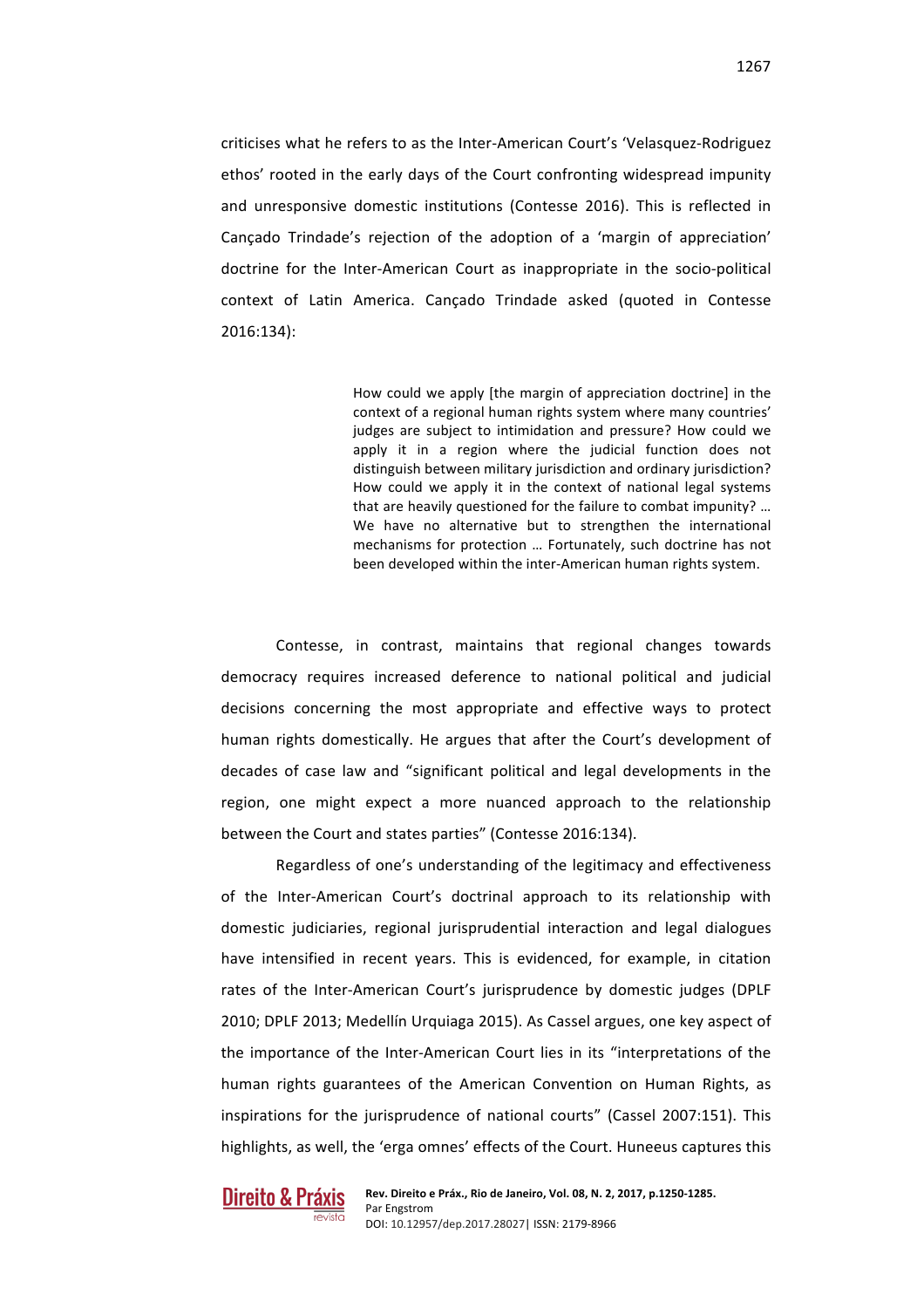criticises what he refers to as the Inter-American Court's 'Velasquez-Rodriguez ethos' rooted in the early days of the Court confronting widespread impunity and unresponsive domestic institutions (Contesse 2016). This is reflected in Cançado Trindade's rejection of the adoption of a 'margin of appreciation' doctrine for the Inter-American Court as inappropriate in the socio-political context of Latin America. Cançado Trindade asked (quoted in Contesse 2016:134):

> How could we apply [the margin of appreciation doctrine] in the context of a regional human rights system where many countries' judges are subject to intimidation and pressure? How could we apply it in a region where the judicial function does not distinguish between military jurisdiction and ordinary jurisdiction? How could we apply it in the context of national legal systems that are heavily questioned for the failure to combat impunity? … We have no alternative but to strengthen the international mechanisms for protection … Fortunately, such doctrine has not been developed within the inter-American human rights system.

Contesse, in contrast, maintains that regional changes towards democracy requires increased deference to national political and judicial decisions concerning the most appropriate and effective ways to protect human rights domestically. He argues that after the Court's development of decades of case law and "significant political and legal developments in the region, one might expect a more nuanced approach to the relationship between the Court and states parties" (Contesse 2016:134).

Regardless of one's understanding of the legitimacy and effectiveness of the Inter-American Court's doctrinal approach to its relationship with domestic judiciaries, regional jurisprudential interaction and legal dialogues have intensified in recent years. This is evidenced, for example, in citation rates of the Inter-American Court's jurisprudence by domestic judges (DPLF 2010; DPLF 2013; Medellín Urquiaga 2015). As Cassel argues, one key aspect of the importance of the Inter-American Court lies in its "interpretations of the human rights guarantees of the American Convention on Human Rights, as inspirations for the jurisprudence of national courts" (Cassel 2007:151). This highlights, as well, the 'erga omnes' effects of the Court. Huneeus captures this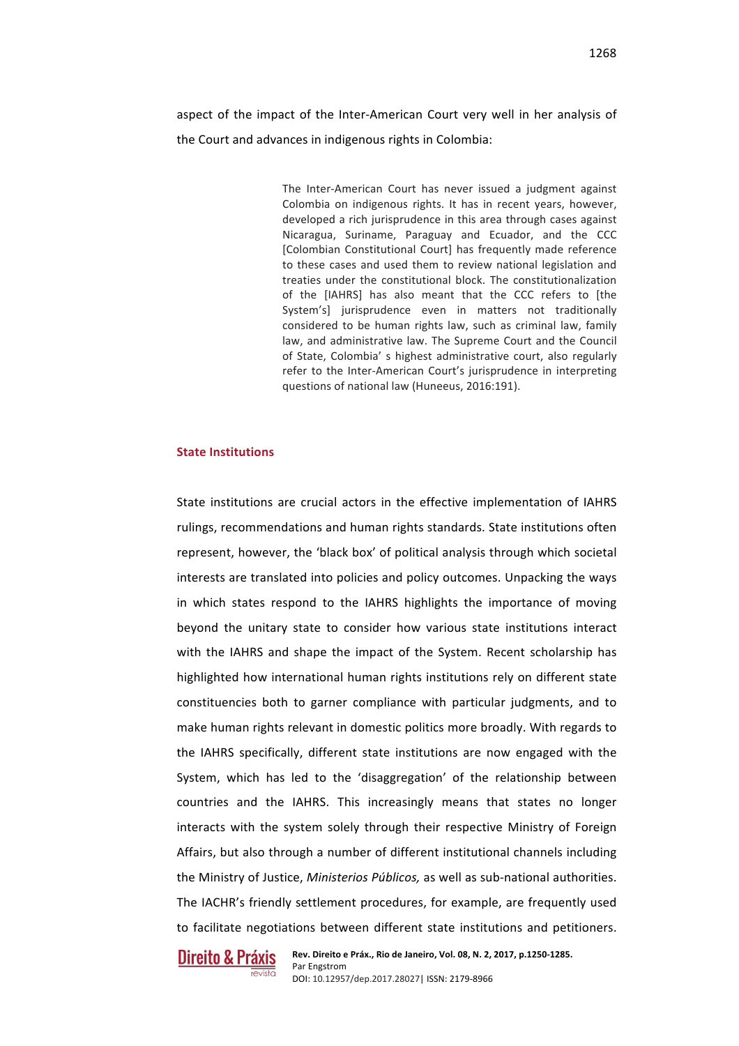aspect of the impact of the Inter-American Court very well in her analysis of the Court and advances in indigenous rights in Colombia:

> The Inter-American Court has never issued a judgment against Colombia on indigenous rights. It has in recent years, however, developed a rich jurisprudence in this area through cases against Nicaragua, Suriname, Paraguay and Ecuador, and the CCC [Colombian Constitutional Court] has frequently made reference to these cases and used them to review national legislation and treaties under the constitutional block. The constitutionalization of the [IAHRS] has also meant that the CCC refers to [the System's] jurisprudence even in matters not traditionally considered to be human rights law, such as criminal law, family law, and administrative law. The Supreme Court and the Council of State, Colombia' s highest administrative court, also regularly refer to the Inter-American Court's jurisprudence in interpreting questions of national law (Huneeus, 2016:191).

### State Institutions

State institutions are crucial actors in the effective implementation of IAHRS rulings, recommendations and human rights standards. State institutions often represent, however, the 'black box' of political analysis through which societal interests are translated into policies and policy outcomes. Unpacking the ways in which states respond to the IAHRS highlights the importance of moving beyond the unitary state to consider how various state institutions interact with the IAHRS and shape the impact of the System. Recent scholarship has highlighted how international human rights institutions rely on different state constituencies both to garner compliance with particular judgments, and to make human rights relevant in domestic politics more broadly. With regards to the IAHRS specifically, different state institutions are now engaged with the System, which has led to the 'disaggregation' of the relationship between countries and the IAHRS. This increasingly means that states no longer interacts with the system solely through their respective Ministry of Foreign Affairs, but also through a number of different institutional channels including the Ministry of Justice, *Ministerios Públicos,* as well as sub-national authorities. The IACHR's friendly settlement procedures, for example, are frequently used to facilitate negotiations between different state institutions and petitioners.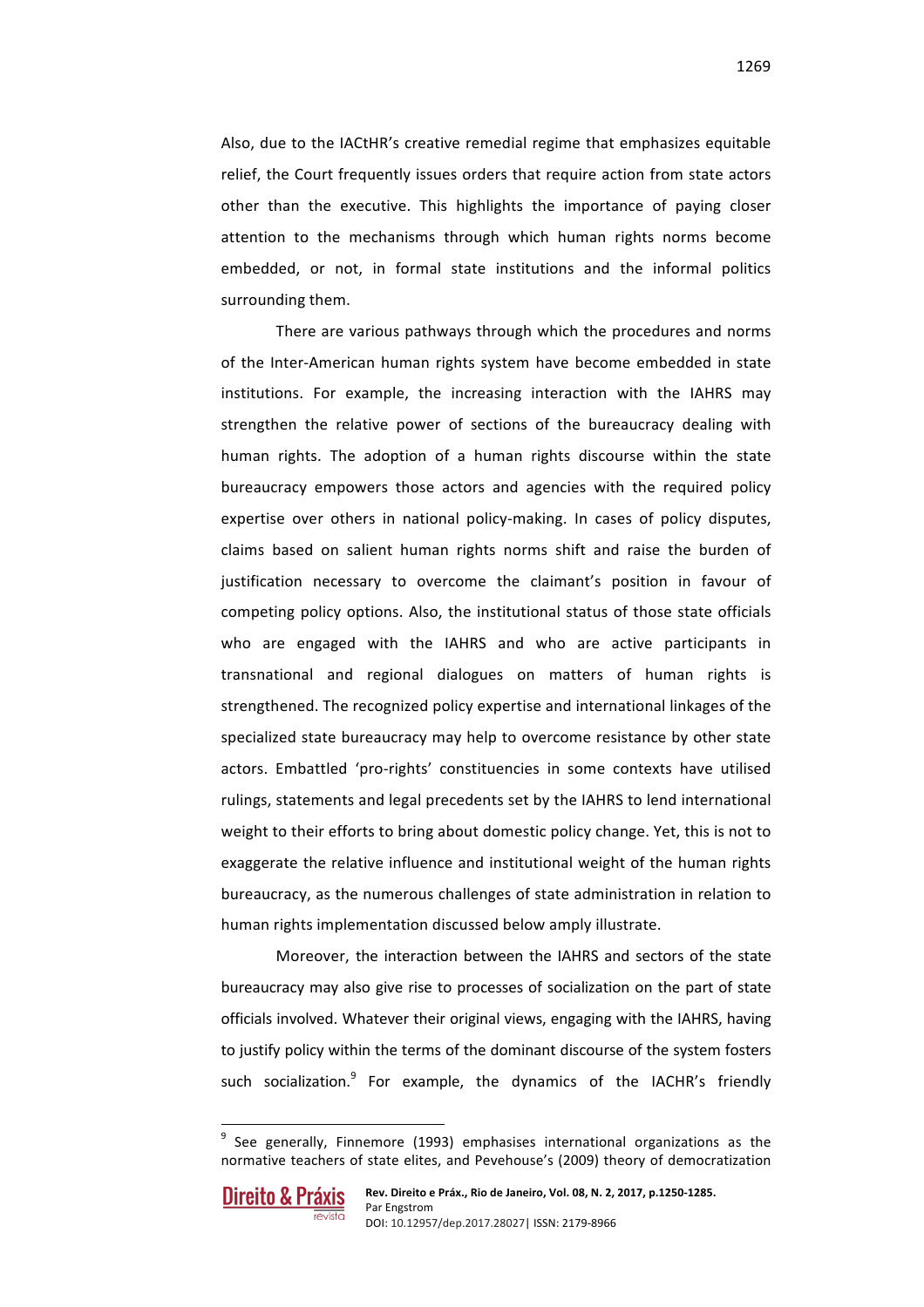Also, due to the IACtHR's creative remedial regime that emphasizes equitable relief, the Court frequently issues orders that require action from state actors other than the executive. This highlights the importance of paying closer attention to the mechanisms through which human rights norms become embedded, or not, in formal state institutions and the informal politics surrounding them.

There are various pathways through which the procedures and norms of the Inter-American human rights system have become embedded in state institutions. For example, the increasing interaction with the IAHRS may strengthen the relative power of sections of the bureaucracy dealing with human rights. The adoption of a human rights discourse within the state bureaucracy empowers those actors and agencies with the required policy expertise over others in national policy-making. In cases of policy disputes, claims based on salient human rights norms shift and raise the burden of justification necessary to overcome the claimant's position in favour of competing policy options. Also, the institutional status of those state officials who are engaged with the IAHRS and who are active participants in transnational and regional dialogues on matters of human rights is strengthened. The recognized policy expertise and international linkages of the specialized state bureaucracy may help to overcome resistance by other state actors. Embattled 'pro-rights' constituencies in some contexts have utilised rulings, statements and legal precedents set by the IAHRS to lend international weight to their efforts to bring about domestic policy change. Yet, this is not to exaggerate the relative influence and institutional weight of the human rights bureaucracy, as the numerous challenges of state administration in relation to human rights implementation discussed below amply illustrate.

Moreover, the interaction between the IAHRS and sectors of the state bureaucracy may also give rise to processes of socialization on the part of state officials involved. Whatever their original views, engaging with the IAHRS, having to justify policy within the terms of the dominant discourse of the system fosters such socialization.[9] For example, the dynamics of the IACHR's friendly

[9] See generally, Finnemore (1993) emphasises international organizations as the normative teachers of state elites, and Pevehouse's (2009) theory of democratization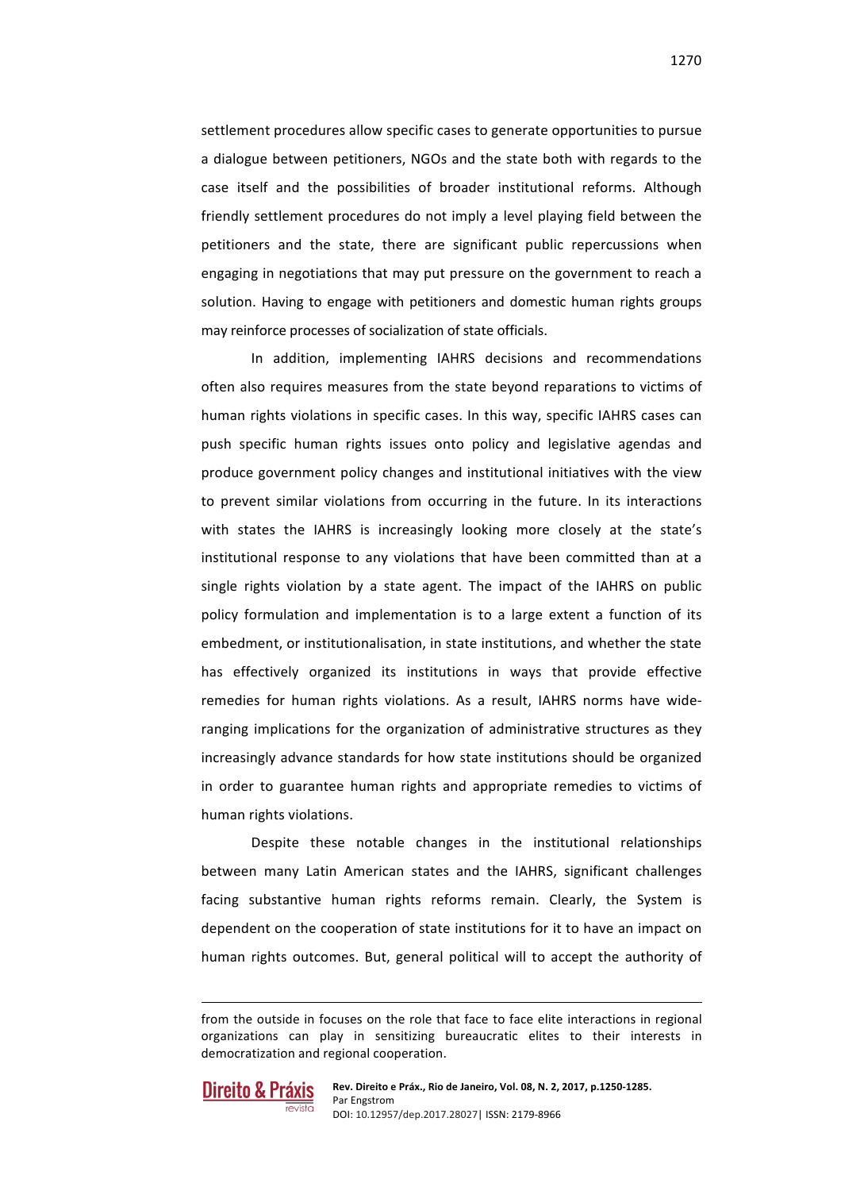settlement procedures allow specific cases to generate opportunities to pursue a dialogue between petitioners, NGOs and the state both with regards to the case itself and the possibilities of broader institutional reforms. Although friendly settlement procedures do not imply a level playing field between the petitioners and the state, there are significant public repercussions when engaging in negotiations that may put pressure on the government to reach a solution. Having to engage with petitioners and domestic human rights groups may reinforce processes of socialization of state officials.

In addition, implementing IAHRS decisions and recommendations often also requires measures from the state beyond reparations to victims of human rights violations in specific cases. In this way, specific IAHRS cases can push specific human rights issues onto policy and legislative agendas and produce government policy changes and institutional initiatives with the view to prevent similar violations from occurring in the future. In its interactions with states the IAHRS is increasingly looking more closely at the state's institutional response to any violations that have been committed than at a single rights violation by a state agent. The impact of the IAHRS on public policy formulation and implementation is to a large extent a function of its embedment, or institutionalisation, in state institutions, and whether the state has effectively organized its institutions in ways that provide effective remedies for human rights violations. As a result, IAHRS norms have wide-ranging implications for the organization of administrative structures as they increasingly advance standards for how state institutions should be organized in order to guarantee human rights and appropriate remedies to victims of human rights violations.

Despite these notable changes in the institutional relationships between many Latin American states and the IAHRS, significant challenges facing substantive human rights reforms remain. Clearly, the System is dependent on the cooperation of state institutions for it to have an impact on human rights outcomes. But, general political will to accept the authority of

---

from the outside in focuses on the role that face to face elite interactions in regional organizations can play in sensitizing bureaucratic elites to their interests in democratization and regional cooperation.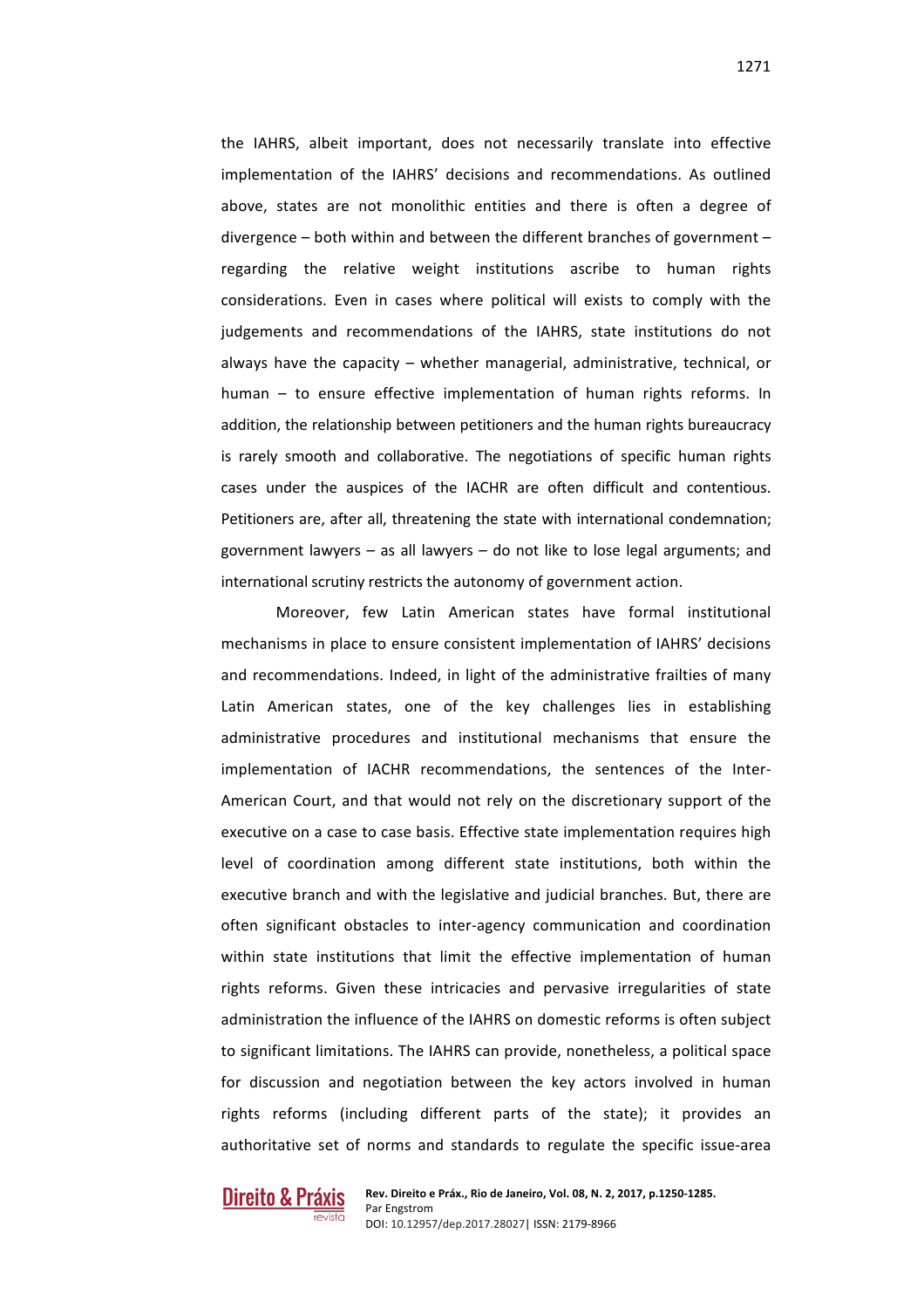the IAHRS, albeit important, does not necessarily translate into effective implementation of the IAHRS' decisions and recommendations. As outlined above, states are not monolithic entities and there is often a degree of divergence – both within and between the different branches of government – regarding the relative weight institutions ascribe to human rights considerations. Even in cases where political will exists to comply with the judgements and recommendations of the IAHRS, state institutions do not always have the capacity – whether managerial, administrative, technical, or human – to ensure effective implementation of human rights reforms. In addition, the relationship between petitioners and the human rights bureaucracy is rarely smooth and collaborative. The negotiations of specific human rights cases under the auspices of the IACHR are often difficult and contentious. Petitioners are, after all, threatening the state with international condemnation; government lawyers – as all lawyers – do not like to lose legal arguments; and international scrutiny restricts the autonomy of government action.

Moreover, few Latin American states have formal institutional mechanisms in place to ensure consistent implementation of IAHRS' decisions and recommendations. Indeed, in light of the administrative frailties of many Latin American states, one of the key challenges lies in establishing administrative procedures and institutional mechanisms that ensure the implementation of IACHR recommendations, the sentences of the Inter-American Court, and that would not rely on the discretionary support of the executive on a case to case basis. Effective state implementation requires high level of coordination among different state institutions, both within the executive branch and with the legislative and judicial branches. But, there are often significant obstacles to inter-agency communication and coordination within state institutions that limit the effective implementation of human rights reforms. Given these intricacies and pervasive irregularities of state administration the influence of the IAHRS on domestic reforms is often subject to significant limitations. The IAHRS can provide, nonetheless, a political space for discussion and negotiation between the key actors involved in human rights reforms (including different parts of the state); it provides an authoritative set of norms and standards to regulate the specific issue-area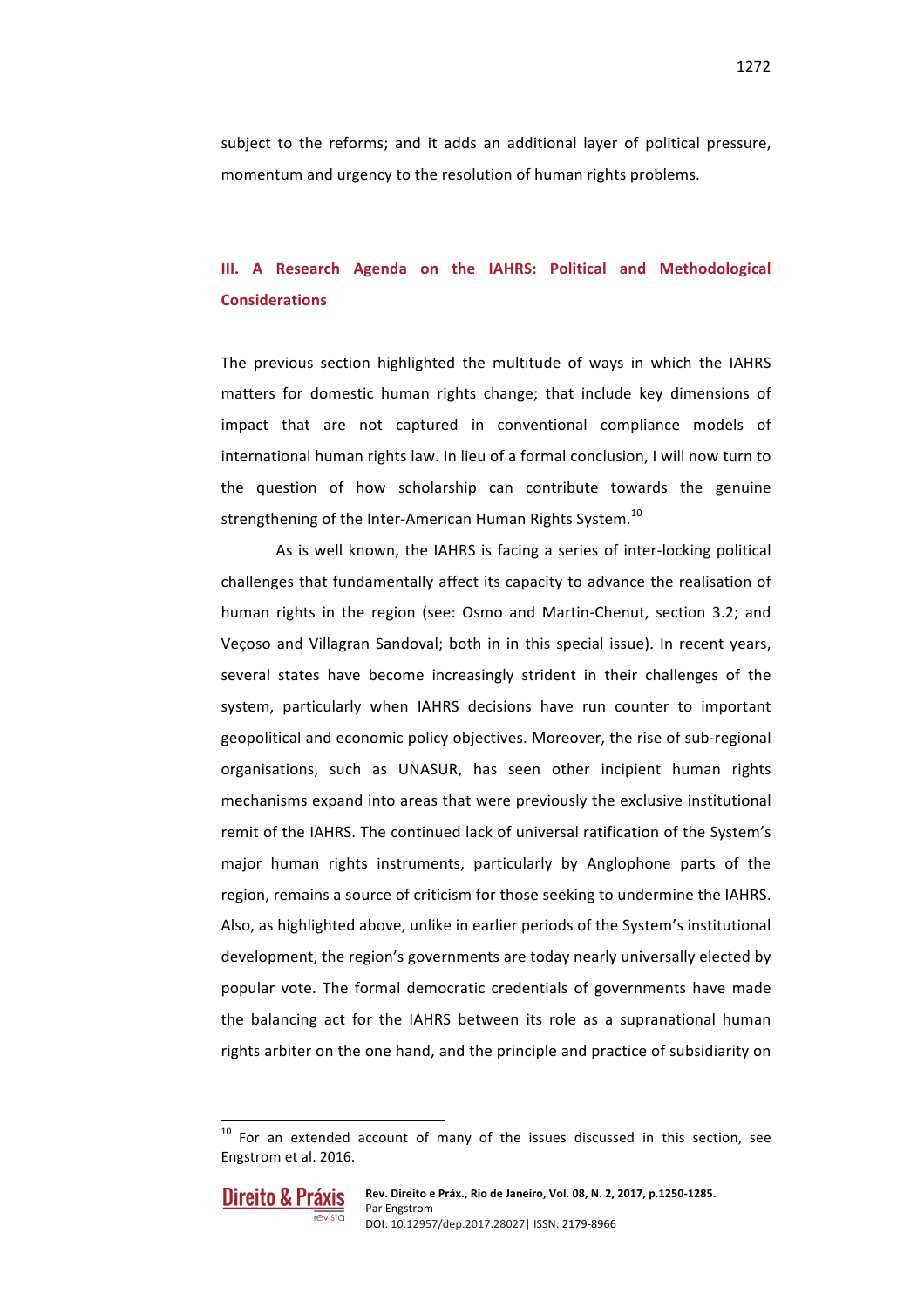subject to the reforms; and it adds an additional layer of political pressure, momentum and urgency to the resolution of human rights problems.

## III. A Research Agenda on the IAHRS: Political and Methodological Considerations

The previous section highlighted the multitude of ways in which the IAHRS matters for domestic human rights change; that include key dimensions of impact that are not captured in conventional compliance models of international human rights law. In lieu of a formal conclusion, I will now turn to the question of how scholarship can contribute towards the genuine strengthening of the Inter-American Human Rights System.[10]

As is well known, the IAHRS is facing a series of inter-locking political challenges that fundamentally affect its capacity to advance the realisation of human rights in the region (see: Osmo and Martin-Chenut, section 3.2; and Veçoso and Villagran Sandoval; both in in this special issue). In recent years, several states have become increasingly strident in their challenges of the system, particularly when IAHRS decisions have run counter to important geopolitical and economic policy objectives. Moreover, the rise of sub-regional organisations, such as UNASUR, has seen other incipient human rights mechanisms expand into areas that were previously the exclusive institutional remit of the IAHRS. The continued lack of universal ratification of the System's major human rights instruments, particularly by Anglophone parts of the region, remains a source of criticism for those seeking to undermine the IAHRS. Also, as highlighted above, unlike in earlier periods of the System's institutional development, the region's governments are today nearly universally elected by popular vote. The formal democratic credentials of governments have made the balancing act for the IAHRS between its role as a supranational human rights arbiter on the one hand, and the principle and practice of subsidiarity on

---

[10] For an extended account of many of the issues discussed in this section, see Engstrom et al. 2016.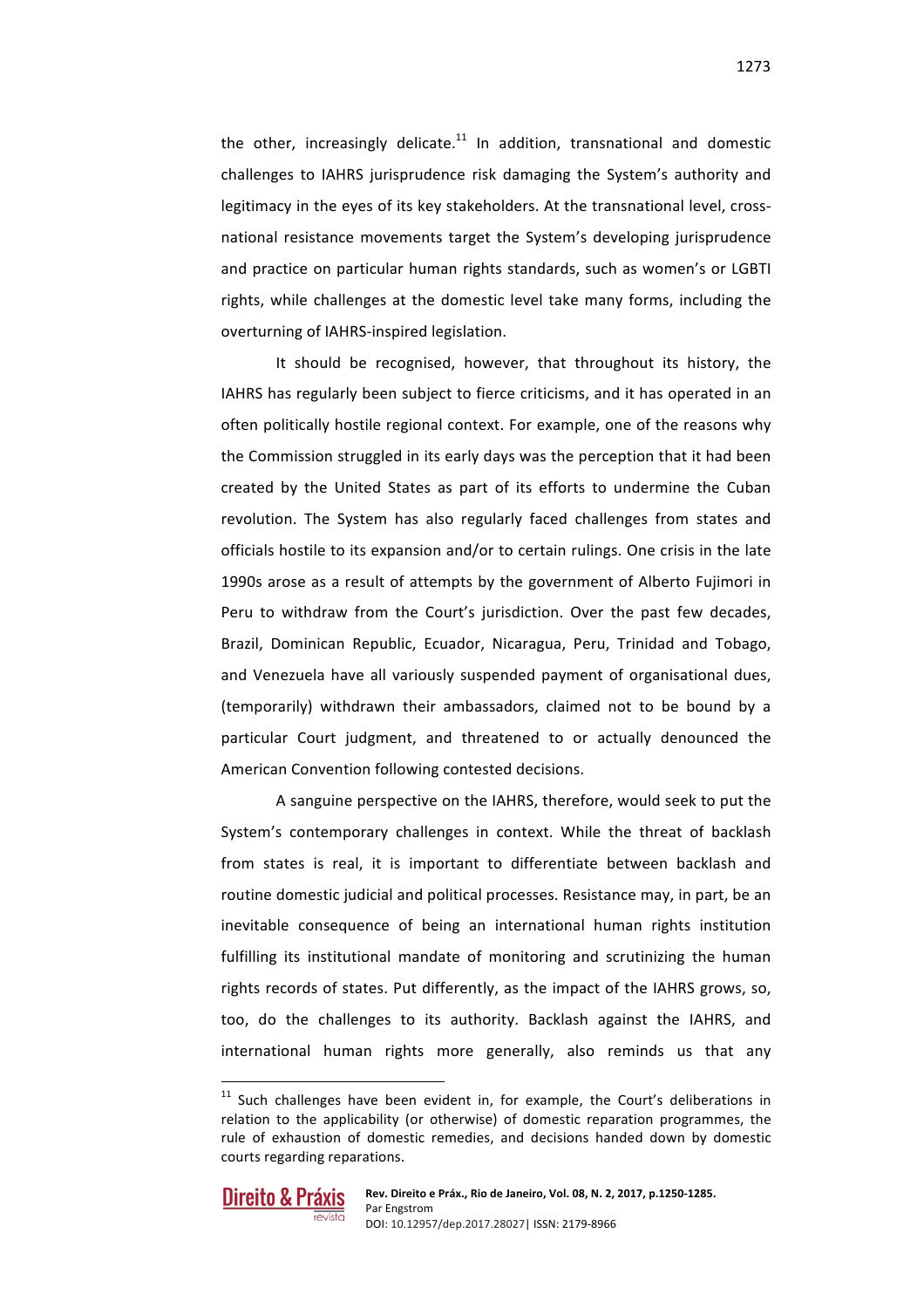the other, increasingly delicate.[11] In addition, transnational and domestic challenges to IAHRS jurisprudence risk damaging the System's authority and legitimacy in the eyes of its key stakeholders. At the transnational level, cross-national resistance movements target the System's developing jurisprudence and practice on particular human rights standards, such as women's or LGBTI rights, while challenges at the domestic level take many forms, including the overturning of IAHRS-inspired legislation.

It should be recognised, however, that throughout its history, the IAHRS has regularly been subject to fierce criticisms, and it has operated in an often politically hostile regional context. For example, one of the reasons why the Commission struggled in its early days was the perception that it had been created by the United States as part of its efforts to undermine the Cuban revolution. The System has also regularly faced challenges from states and officials hostile to its expansion and/or to certain rulings. One crisis in the late 1990s arose as a result of attempts by the government of Alberto Fujimori in Peru to withdraw from the Court's jurisdiction. Over the past few decades, Brazil, Dominican Republic, Ecuador, Nicaragua, Peru, Trinidad and Tobago, and Venezuela have all variously suspended payment of organisational dues, (temporarily) withdrawn their ambassadors, claimed not to be bound by a particular Court judgment, and threatened to or actually denounced the American Convention following contested decisions.

A sanguine perspective on the IAHRS, therefore, would seek to put the System's contemporary challenges in context. While the threat of backlash from states is real, it is important to differentiate between backlash and routine domestic judicial and political processes. Resistance may, in part, be an inevitable consequence of being an international human rights institution fulfilling its institutional mandate of monitoring and scrutinizing the human rights records of states. Put differently, as the impact of the IAHRS grows, so, too, do the challenges to its authority. Backlash against the IAHRS, and international human rights more generally, also reminds us that any

[11] Such challenges have been evident in, for example, the Court's deliberations in relation to the applicability (or otherwise) of domestic reparation programmes, the rule of exhaustion of domestic remedies, and decisions handed down by domestic courts regarding reparations.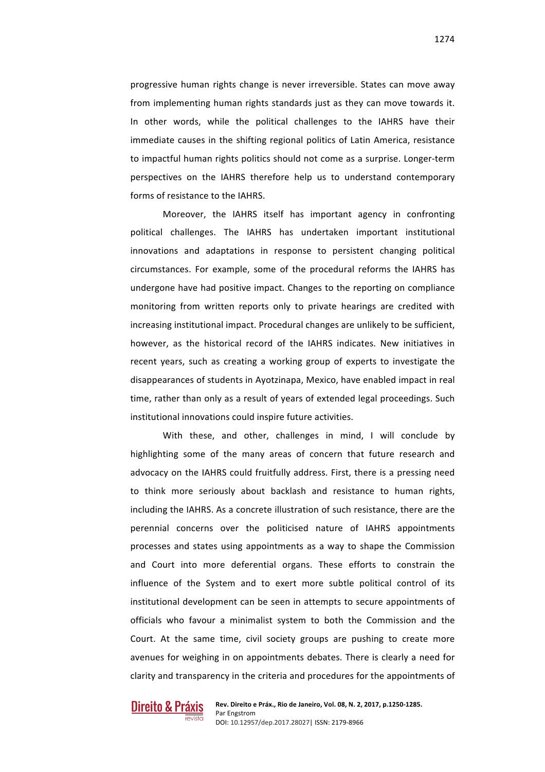progressive human rights change is never irreversible. States can move away from implementing human rights standards just as they can move towards it. In other words, while the political challenges to the IAHRS have their immediate causes in the shifting regional politics of Latin America, resistance to impactful human rights politics should not come as a surprise. Longer-term perspectives on the IAHRS therefore help us to understand contemporary forms of resistance to the IAHRS.

Moreover, the IAHRS itself has important agency in confronting political challenges. The IAHRS has undertaken important institutional innovations and adaptations in response to persistent changing political circumstances. For example, some of the procedural reforms the IAHRS has undergone have had positive impact. Changes to the reporting on compliance monitoring from written reports only to private hearings are credited with increasing institutional impact. Procedural changes are unlikely to be sufficient, however, as the historical record of the IAHRS indicates. New initiatives in recent years, such as creating a working group of experts to investigate the disappearances of students in Ayotzinapa, Mexico, have enabled impact in real time, rather than only as a result of years of extended legal proceedings. Such institutional innovations could inspire future activities.

With these, and other, challenges in mind, I will conclude by highlighting some of the many areas of concern that future research and advocacy on the IAHRS could fruitfully address. First, there is a pressing need to think more seriously about backlash and resistance to human rights, including the IAHRS. As a concrete illustration of such resistance, there are the perennial concerns over the politicised nature of IAHRS appointments processes and states using appointments as a way to shape the Commission and Court into more deferential organs. These efforts to constrain the influence of the System and to exert more subtle political control of its institutional development can be seen in attempts to secure appointments of officials who favour a minimalist system to both the Commission and the Court. At the same time, civil society groups are pushing to create more avenues for weighing in on appointments debates. There is clearly a need for clarity and transparency in the criteria and procedures for the appointments of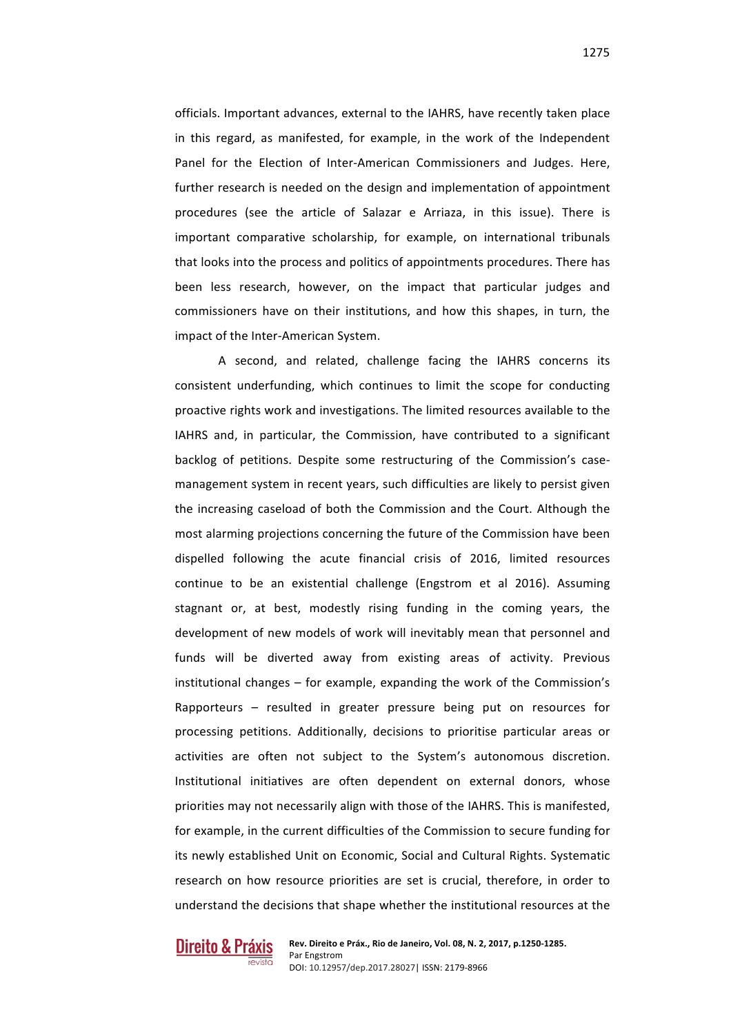officials. Important advances, external to the IAHRS, have recently taken place in this regard, as manifested, for example, in the work of the Independent Panel for the Election of Inter-American Commissioners and Judges. Here, further research is needed on the design and implementation of appointment procedures (see the article of Salazar e Arriaza, in this issue). There is important comparative scholarship, for example, on international tribunals that looks into the process and politics of appointments procedures. There has been less research, however, on the impact that particular judges and commissioners have on their institutions, and how this shapes, in turn, the impact of the Inter-American System.

A second, and related, challenge facing the IAHRS concerns its consistent underfunding, which continues to limit the scope for conducting proactive rights work and investigations. The limited resources available to the IAHRS and, in particular, the Commission, have contributed to a significant backlog of petitions. Despite some restructuring of the Commission's case-management system in recent years, such difficulties are likely to persist given the increasing caseload of both the Commission and the Court. Although the most alarming projections concerning the future of the Commission have been dispelled following the acute financial crisis of 2016, limited resources continue to be an existential challenge (Engstrom et al 2016). Assuming stagnant or, at best, modestly rising funding in the coming years, the development of new models of work will inevitably mean that personnel and funds will be diverted away from existing areas of activity. Previous institutional changes – for example, expanding the work of the Commission's Rapporteurs – resulted in greater pressure being put on resources for processing petitions. Additionally, decisions to prioritise particular areas or activities are often not subject to the System's autonomous discretion. Institutional initiatives are often dependent on external donors, whose priorities may not necessarily align with those of the IAHRS. This is manifested, for example, in the current difficulties of the Commission to secure funding for its newly established Unit on Economic, Social and Cultural Rights. Systematic research on how resource priorities are set is crucial, therefore, in order to understand the decisions that shape whether the institutional resources at the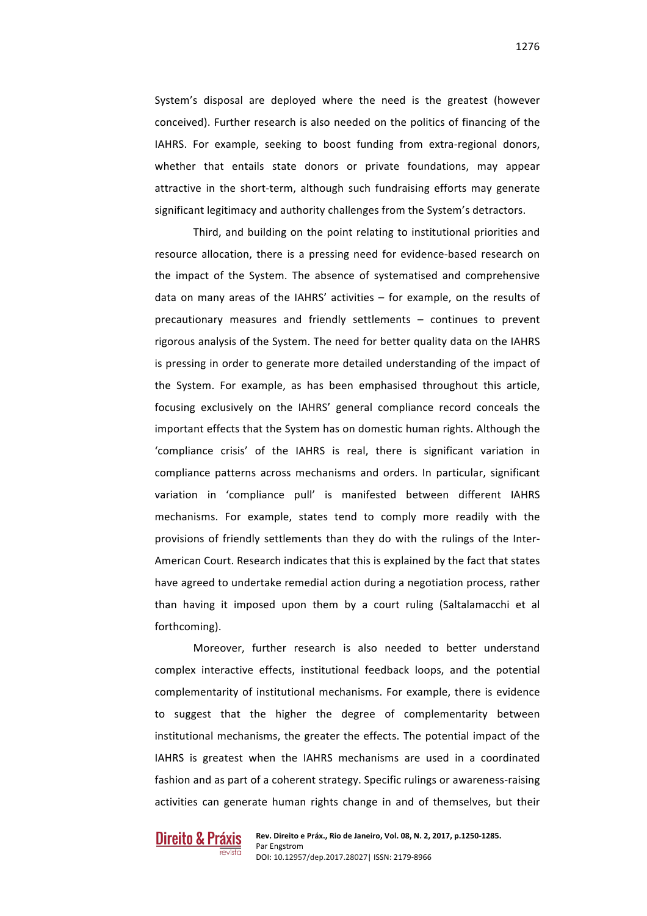System's disposal are deployed where the need is the greatest (however conceived). Further research is also needed on the politics of financing of the IAHRS. For example, seeking to boost funding from extra-regional donors, whether that entails state donors or private foundations, may appear attractive in the short-term, although such fundraising efforts may generate significant legitimacy and authority challenges from the System's detractors.

Third, and building on the point relating to institutional priorities and resource allocation, there is a pressing need for evidence-based research on the impact of the System. The absence of systematised and comprehensive data on many areas of the IAHRS' activities – for example, on the results of precautionary measures and friendly settlements – continues to prevent rigorous analysis of the System. The need for better quality data on the IAHRS is pressing in order to generate more detailed understanding of the impact of the System. For example, as has been emphasised throughout this article, focusing exclusively on the IAHRS' general compliance record conceals the important effects that the System has on domestic human rights. Although the 'compliance crisis' of the IAHRS is real, there is significant variation in compliance patterns across mechanisms and orders. In particular, significant variation in 'compliance pull' is manifested between different IAHRS mechanisms. For example, states tend to comply more readily with the provisions of friendly settlements than they do with the rulings of the Inter-American Court. Research indicates that this is explained by the fact that states have agreed to undertake remedial action during a negotiation process, rather than having it imposed upon them by a court ruling (Saltalamacchi et al forthcoming).

Moreover, further research is also needed to better understand complex interactive effects, institutional feedback loops, and the potential complementarity of institutional mechanisms. For example, there is evidence to suggest that the higher the degree of complementarity between institutional mechanisms, the greater the effects. The potential impact of the IAHRS is greatest when the IAHRS mechanisms are used in a coordinated fashion and as part of a coherent strategy. Specific rulings or awareness-raising activities can generate human rights change in and of themselves, but their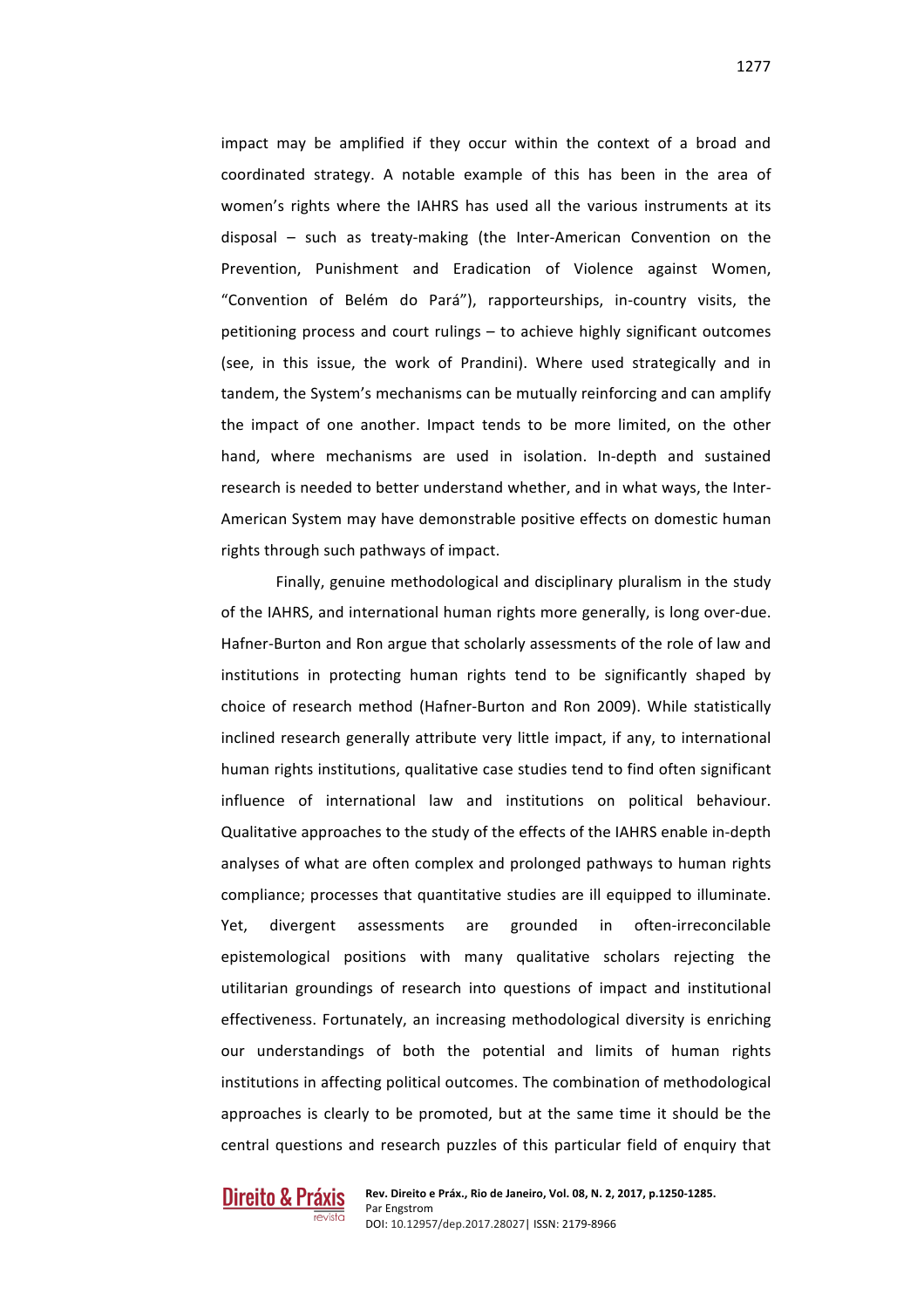impact may be amplified if they occur within the context of a broad and coordinated strategy. A notable example of this has been in the area of women's rights where the IAHRS has used all the various instruments at its disposal – such as treaty-making (the Inter-American Convention on the Prevention, Punishment and Eradication of Violence against Women, "Convention of Belém do Pará"), rapporteurships, in-country visits, the petitioning process and court rulings – to achieve highly significant outcomes (see, in this issue, the work of Prandini). Where used strategically and in tandem, the System's mechanisms can be mutually reinforcing and can amplify the impact of one another. Impact tends to be more limited, on the other hand, where mechanisms are used in isolation. In-depth and sustained research is needed to better understand whether, and in what ways, the Inter-American System may have demonstrable positive effects on domestic human rights through such pathways of impact.

Finally, genuine methodological and disciplinary pluralism in the study of the IAHRS, and international human rights more generally, is long over-due. Hafner-Burton and Ron argue that scholarly assessments of the role of law and institutions in protecting human rights tend to be significantly shaped by choice of research method (Hafner-Burton and Ron 2009). While statistically inclined research generally attribute very little impact, if any, to international human rights institutions, qualitative case studies tend to find often significant influence of international law and institutions on political behaviour. Qualitative approaches to the study of the effects of the IAHRS enable in-depth analyses of what are often complex and prolonged pathways to human rights compliance; processes that quantitative studies are ill equipped to illuminate. Yet, divergent assessments are grounded in often-irreconcilable epistemological positions with many qualitative scholars rejecting the utilitarian groundings of research into questions of impact and institutional effectiveness. Fortunately, an increasing methodological diversity is enriching our understandings of both the potential and limits of human rights institutions in affecting political outcomes. The combination of methodological approaches is clearly to be promoted, but at the same time it should be the central questions and research puzzles of this particular field of enquiry that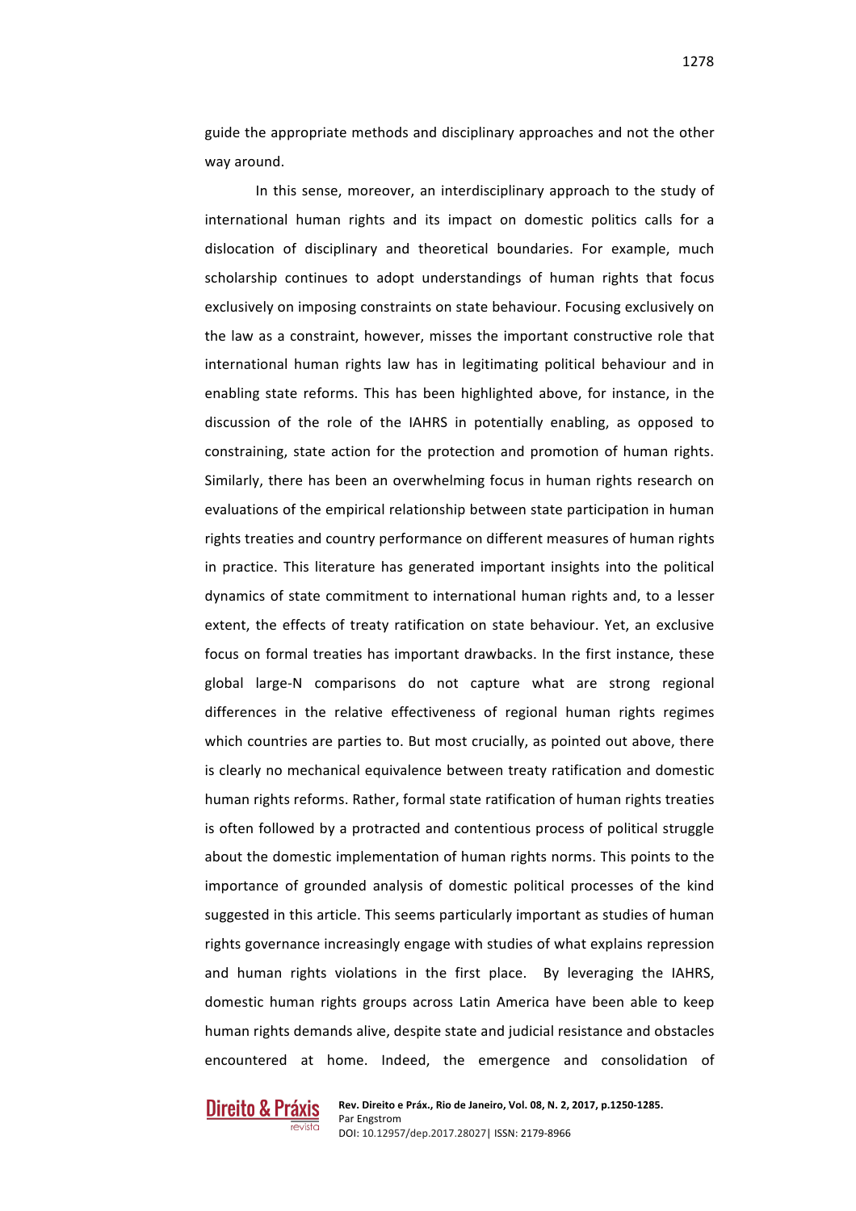guide the appropriate methods and disciplinary approaches and not the other way around.

In this sense, moreover, an interdisciplinary approach to the study of international human rights and its impact on domestic politics calls for a dislocation of disciplinary and theoretical boundaries. For example, much scholarship continues to adopt understandings of human rights that focus exclusively on imposing constraints on state behaviour. Focusing exclusively on the law as a constraint, however, misses the important constructive role that international human rights law has in legitimating political behaviour and in enabling state reforms. This has been highlighted above, for instance, in the discussion of the role of the IAHRS in potentially enabling, as opposed to constraining, state action for the protection and promotion of human rights. Similarly, there has been an overwhelming focus in human rights research on evaluations of the empirical relationship between state participation in human rights treaties and country performance on different measures of human rights in practice. This literature has generated important insights into the political dynamics of state commitment to international human rights and, to a lesser extent, the effects of treaty ratification on state behaviour. Yet, an exclusive focus on formal treaties has important drawbacks. In the first instance, these global large-N comparisons do not capture what are strong regional differences in the relative effectiveness of regional human rights regimes which countries are parties to. But most crucially, as pointed out above, there is clearly no mechanical equivalence between treaty ratification and domestic human rights reforms. Rather, formal state ratification of human rights treaties is often followed by a protracted and contentious process of political struggle about the domestic implementation of human rights norms. This points to the importance of grounded analysis of domestic political processes of the kind suggested in this article. This seems particularly important as studies of human rights governance increasingly engage with studies of what explains repression and human rights violations in the first place. By leveraging the IAHRS, domestic human rights groups across Latin America have been able to keep human rights demands alive, despite state and judicial resistance and obstacles encountered at home. Indeed, the emergence and consolidation of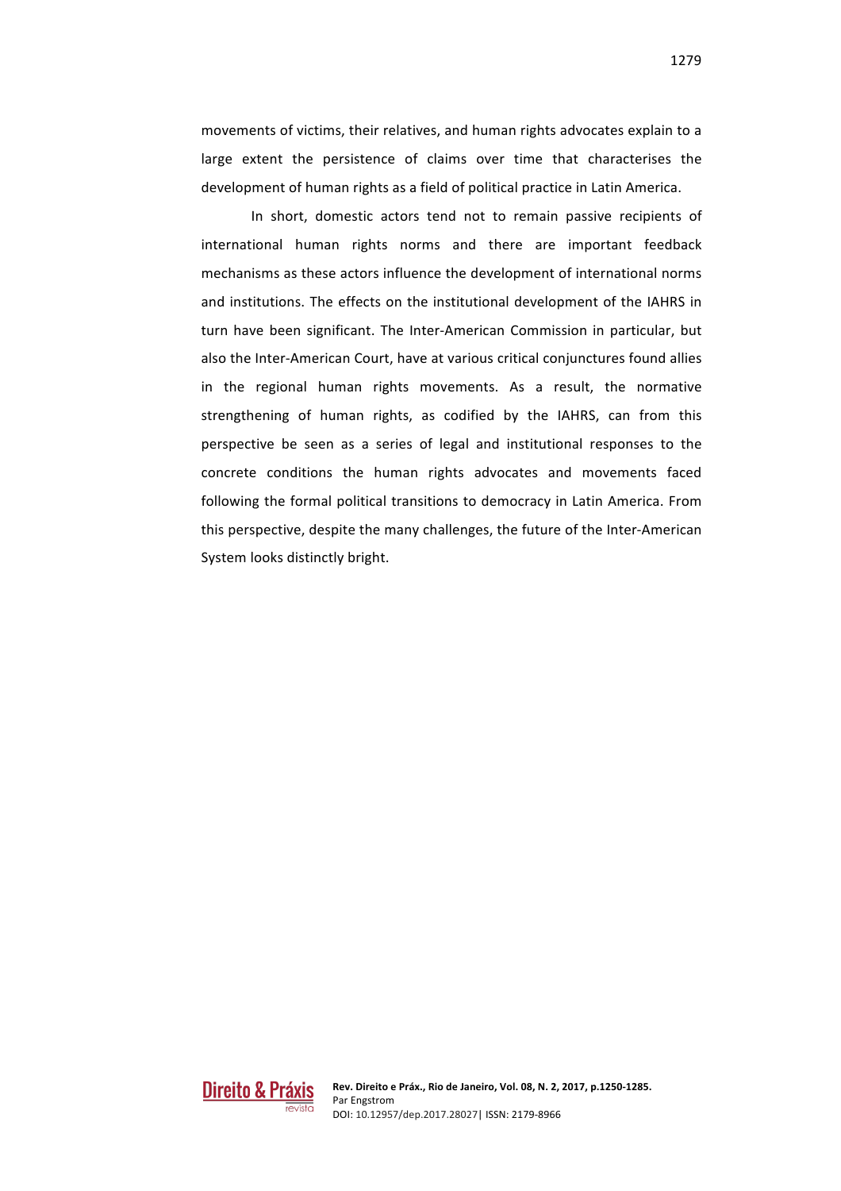movements of victims, their relatives, and human rights advocates explain to a large extent the persistence of claims over time that characterises the development of human rights as a field of political practice in Latin America.

In short, domestic actors tend not to remain passive recipients of international human rights norms and there are important feedback mechanisms as these actors influence the development of international norms and institutions. The effects on the institutional development of the IAHRS in turn have been significant. The Inter-American Commission in particular, but also the Inter-American Court, have at various critical conjunctures found allies in the regional human rights movements. As a result, the normative strengthening of human rights, as codified by the IAHRS, can from this perspective be seen as a series of legal and institutional responses to the concrete conditions the human rights advocates and movements faced following the formal political transitions to democracy in Latin America. From this perspective, despite the many challenges, the future of the Inter-American System looks distinctly bright.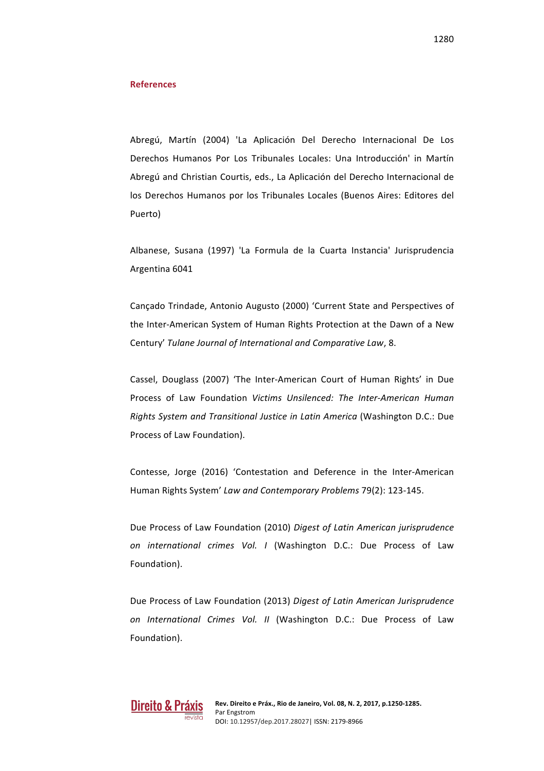## References

Abregú, Martín (2004) 'La Aplicación Del Derecho Internacional De Los Derechos Humanos Por Los Tribunales Locales: Una Introducción' in Martín Abregú and Christian Courtis, eds., La Aplicación del Derecho Internacional de los Derechos Humanos por los Tribunales Locales (Buenos Aires: Editores del Puerto)

Albanese, Susana (1997) 'La Formula de la Cuarta Instancia' Jurisprudencia Argentina 6041

Cançado Trindade, Antonio Augusto (2000) 'Current State and Perspectives of the Inter-American System of Human Rights Protection at the Dawn of a New Century' *Tulane Journal of International and Comparative Law*, 8.

Cassel, Douglass (2007) 'The Inter-American Court of Human Rights' in Due Process of Law Foundation *Victims Unsilenced: The Inter-American Human Rights System and Transitional Justice in Latin America* (Washington D.C.: Due Process of Law Foundation).

Contesse, Jorge (2016) 'Contestation and Deference in the Inter-American Human Rights System' *Law and Contemporary Problems* 79(2): 123-145.

Due Process of Law Foundation (2010) *Digest of Latin American jurisprudence on international crimes Vol. I* (Washington D.C.: Due Process of Law Foundation).

Due Process of Law Foundation (2013) *Digest of Latin American Jurisprudence on International Crimes Vol. II* (Washington D.C.: Due Process of Law Foundation).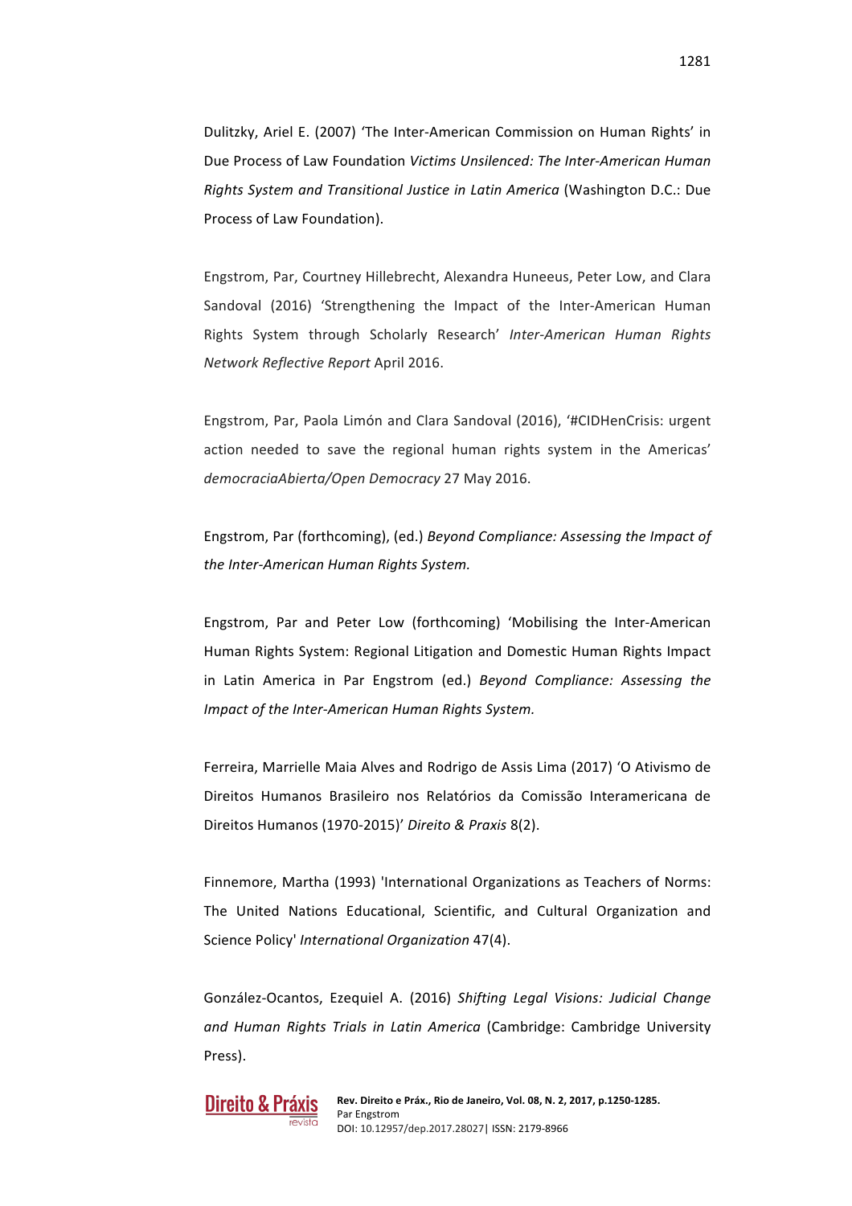Dulitzky, Ariel E. (2007) 'The Inter-American Commission on Human Rights' in Due Process of Law Foundation *Victims Unsilenced: The Inter-American Human Rights System and Transitional Justice in Latin America* (Washington D.C.: Due Process of Law Foundation).

Engstrom, Par, Courtney Hillebrecht, Alexandra Huneeus, Peter Low, and Clara Sandoval (2016) 'Strengthening the Impact of the Inter-American Human Rights System through Scholarly Research' *Inter-American Human Rights Network Reflective Report* April 2016.

Engstrom, Par, Paola Limón and Clara Sandoval (2016), '#CIDHenCrisis: urgent action needed to save the regional human rights system in the Americas' *democraciaAbierta/Open Democracy* 27 May 2016.

Engstrom, Par (forthcoming), (ed.) *Beyond Compliance: Assessing the Impact of the Inter-American Human Rights System.*

Engstrom, Par and Peter Low (forthcoming) 'Mobilising the Inter-American Human Rights System: Regional Litigation and Domestic Human Rights Impact in Latin America in Par Engstrom (ed.) *Beyond Compliance: Assessing the Impact of the Inter-American Human Rights System.*

Ferreira, Marrielle Maia Alves and Rodrigo de Assis Lima (2017) 'O Ativismo de Direitos Humanos Brasileiro nos Relatórios da Comissão Interamericana de Direitos Humanos (1970-2015)' *Direito & Praxis* 8(2).

Finnemore, Martha (1993) 'International Organizations as Teachers of Norms: The United Nations Educational, Scientific, and Cultural Organization and Science Policy' *International Organization* 47(4).

González-Ocantos, Ezequiel A. (2016) *Shifting Legal Visions: Judicial Change and Human Rights Trials in Latin America* (Cambridge: Cambridge University Press).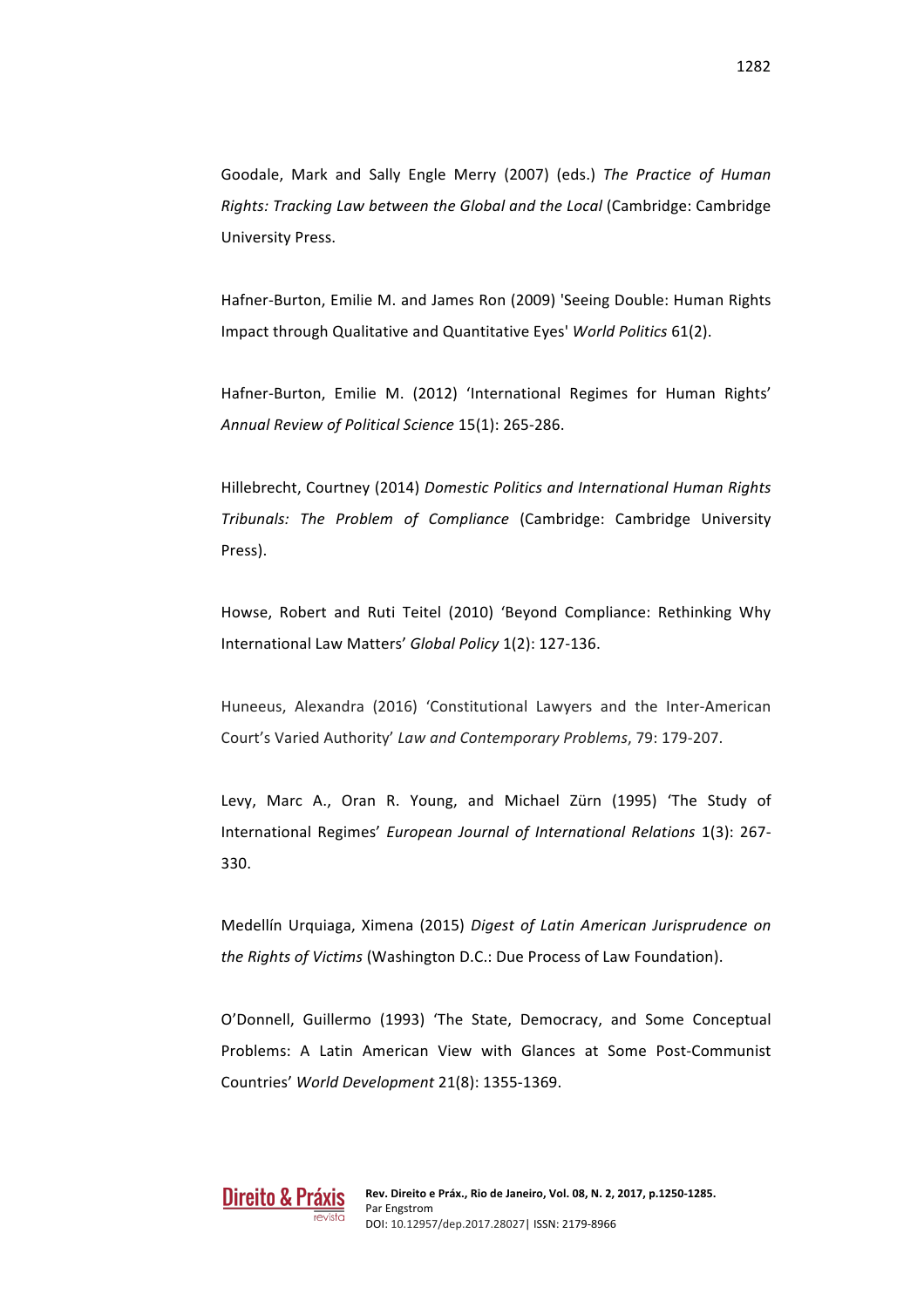Goodale, Mark and Sally Engle Merry (2007) (eds.) *The Practice of Human Rights: Tracking Law between the Global and the Local* (Cambridge: Cambridge University Press.

Hafner-Burton, Emilie M. and James Ron (2009) 'Seeing Double: Human Rights Impact through Qualitative and Quantitative Eyes' *World Politics* 61(2).

Hafner-Burton, Emilie M. (2012) 'International Regimes for Human Rights' *Annual Review of Political Science* 15(1): 265-286.

Hillebrecht, Courtney (2014) *Domestic Politics and International Human Rights Tribunals: The Problem of Compliance* (Cambridge: Cambridge University Press).

Howse, Robert and Ruti Teitel (2010) 'Beyond Compliance: Rethinking Why International Law Matters' *Global Policy* 1(2): 127-136.

Huneeus, Alexandra (2016) 'Constitutional Lawyers and the Inter-American Court's Varied Authority' *Law and Contemporary Problems*, 79: 179-207.

Levy, Marc A., Oran R. Young, and Michael Zürn (1995) 'The Study of International Regimes' *European Journal of International Relations* 1(3): 267-330.

Medellín Urquiaga, Ximena (2015) *Digest of Latin American Jurisprudence on the Rights of Victims* (Washington D.C.: Due Process of Law Foundation).

O'Donnell, Guillermo (1993) 'The State, Democracy, and Some Conceptual Problems: A Latin American View with Glances at Some Post-Communist Countries' *World Development* 21(8): 1355-1369.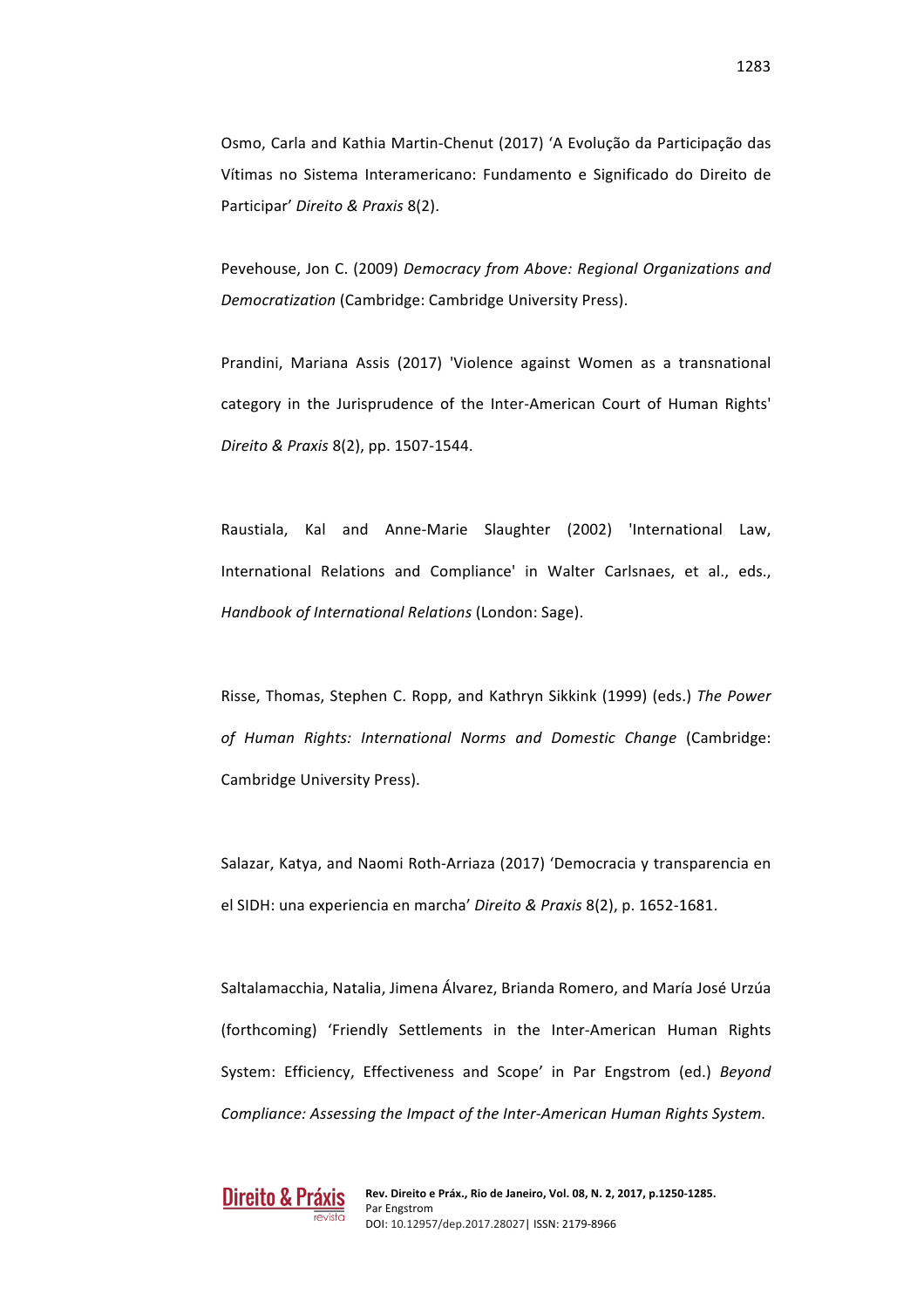Osmo, Carla and Kathia Martin-Chenut (2017) 'A Evolução da Participação das Vítimas no Sistema Interamericano: Fundamento e Significado do Direito de Participar' *Direito & Praxis* 8(2).

Pevehouse, Jon C. (2009) *Democracy from Above: Regional Organizations and Democratization* (Cambridge: Cambridge University Press).

Prandini, Mariana Assis (2017) 'Violence against Women as a transnational category in the Jurisprudence of the Inter-American Court of Human Rights' *Direito & Praxis* 8(2), pp. 1507-1544.

Raustiala, Kal and Anne-Marie Slaughter (2002) 'International Law, International Relations and Compliance' in Walter Carlsnaes, et al., eds., *Handbook of International Relations* (London: Sage).

Risse, Thomas, Stephen C. Ropp, and Kathryn Sikkink (1999) (eds.) *The Power of Human Rights: International Norms and Domestic Change* (Cambridge: Cambridge University Press).

Salazar, Katya, and Naomi Roth-Arriaza (2017) 'Democracia y transparencia en el SIDH: una experiencia en marcha' *Direito & Praxis* 8(2), p. 1652-1681.

Saltalamacchia, Natalia, Jimena Álvarez, Brianda Romero, and María José Urzúa (forthcoming) 'Friendly Settlements in the Inter-American Human Rights System: Efficiency, Effectiveness and Scope' in Par Engstrom (ed.) *Beyond Compliance: Assessing the Impact of the Inter-American Human Rights System.*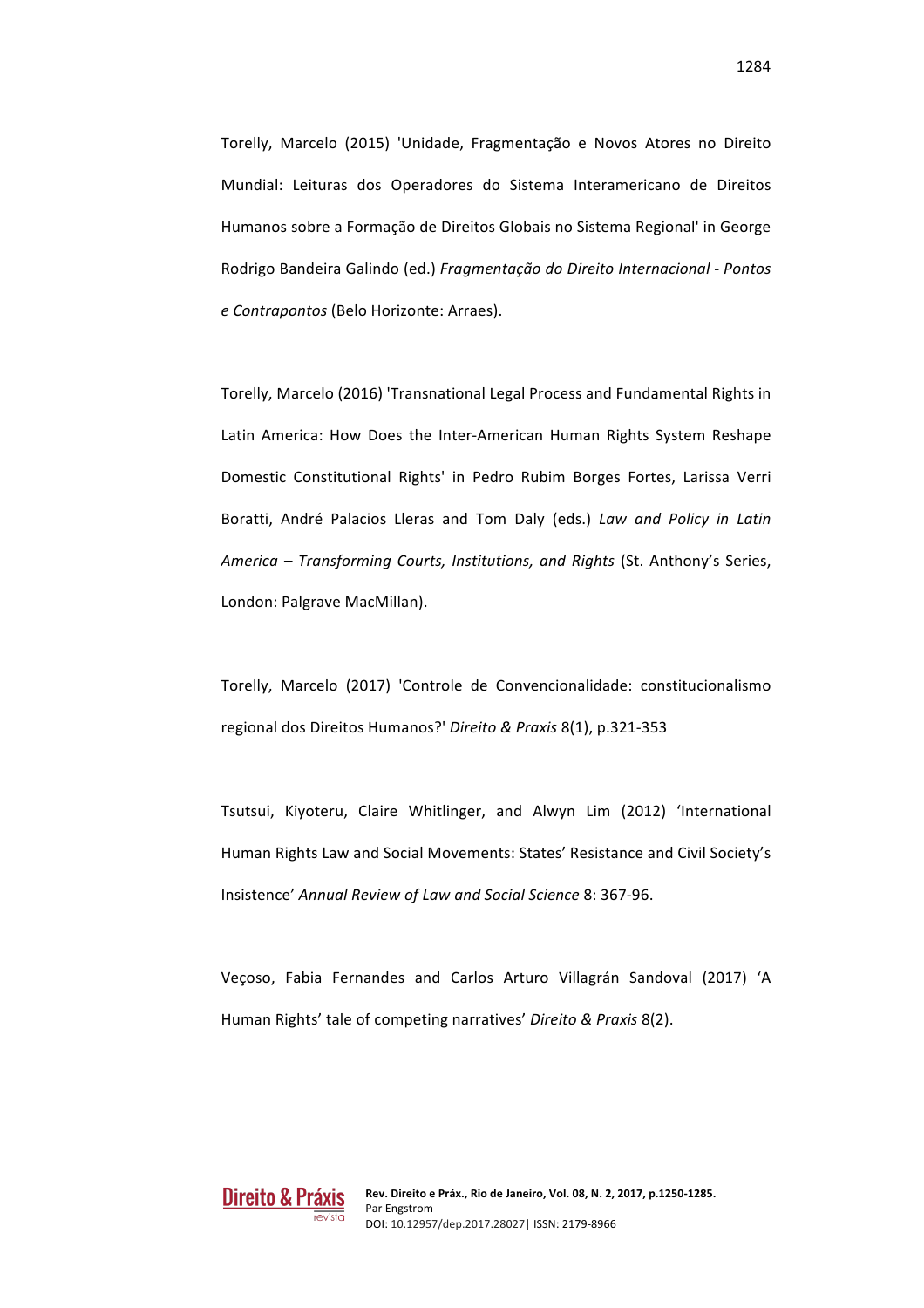Torelly, Marcelo (2015) 'Unidade, Fragmentação e Novos Atores no Direito Mundial: Leituras dos Operadores do Sistema Interamericano de Direitos Humanos sobre a Formação de Direitos Globais no Sistema Regional' in George Rodrigo Bandeira Galindo (ed.) *Fragmentação do Direito Internacional - Pontos e Contrapontos* (Belo Horizonte: Arraes).

Torelly, Marcelo (2016) 'Transnational Legal Process and Fundamental Rights in Latin America: How Does the Inter-American Human Rights System Reshape Domestic Constitutional Rights' in Pedro Rubim Borges Fortes, Larissa Verri Boratti, André Palacios Lleras and Tom Daly (eds.) *Law and Policy in Latin America – Transforming Courts, Institutions, and Rights* (St. Anthony's Series, London: Palgrave MacMillan).

Torelly, Marcelo (2017) 'Controle de Convencionalidade: constitucionalismo regional dos Direitos Humanos?' *Direito & Praxis* 8(1), p.321-353

Tsutsui, Kiyoteru, Claire Whitlinger, and Alwyn Lim (2012) 'International Human Rights Law and Social Movements: States' Resistance and Civil Society's Insistence' *Annual Review of Law and Social Science* 8: 367-96.

Veçoso, Fabia Fernandes and Carlos Arturo Villagrán Sandoval (2017) 'A Human Rights' tale of competing narratives' *Direito & Praxis* 8(2).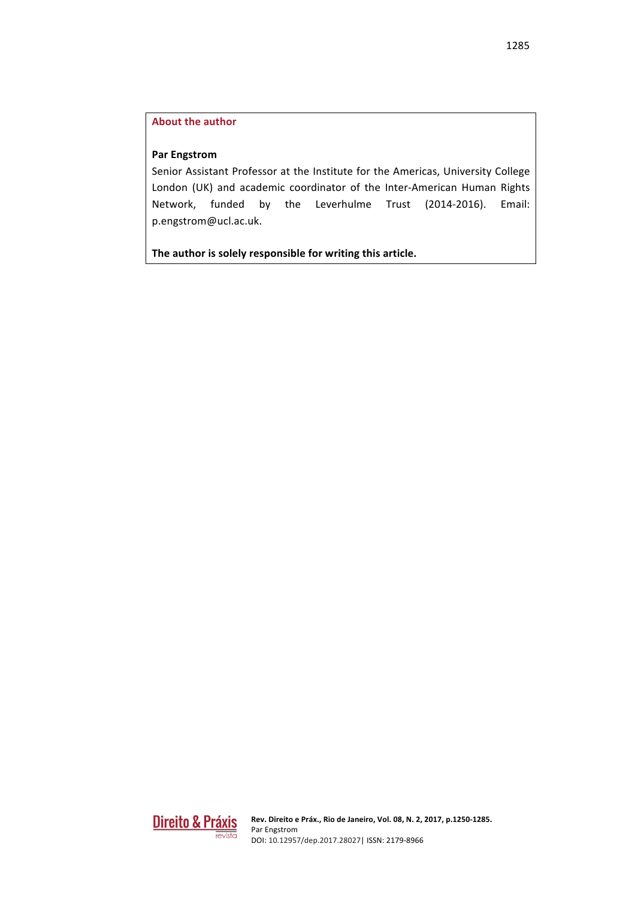## About the author

**Par Engstrom**

Senior Assistant Professor at the Institute for the Americas, University College London (UK) and academic coordinator of the Inter-American Human Rights Network, funded by the Leverhulme Trust (2014-2016). Email: p.engstrom@ucl.ac.uk.

**The author is solely responsible for writing this article.**